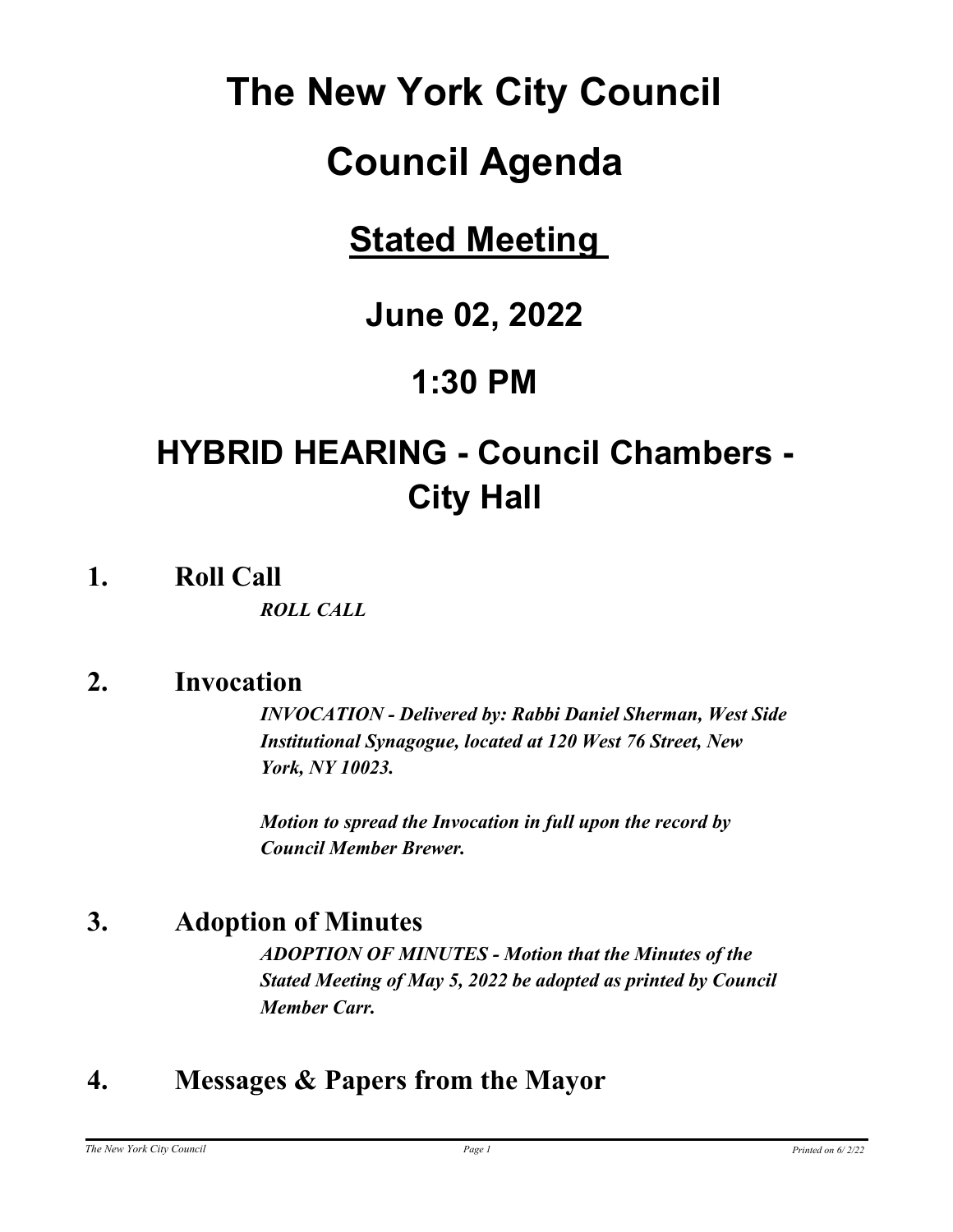# The New York City Council

# Council Agenda

## Stated Meeting

## June 02, 2022

## 1:30 PM

## HYBRID HEARING - Council Chambers - City Hall

### 1. Roll Call

***ROLL CALL***

### 2. Invocation

***INVOCATION - Delivered by: Rabbi Daniel Sherman, West Side Institutional Synagogue, located at 120 West 76 Street, New York, NY 10023.***

***Motion to spread the Invocation in full upon the record by Council Member Brewer.***

### 3. Adoption of Minutes

***ADOPTION OF MINUTES - Motion that the Minutes of the Stated Meeting of May 5, 2022 be adopted as printed by Council Member Carr.***

### 4. Messages & Papers from the Mayor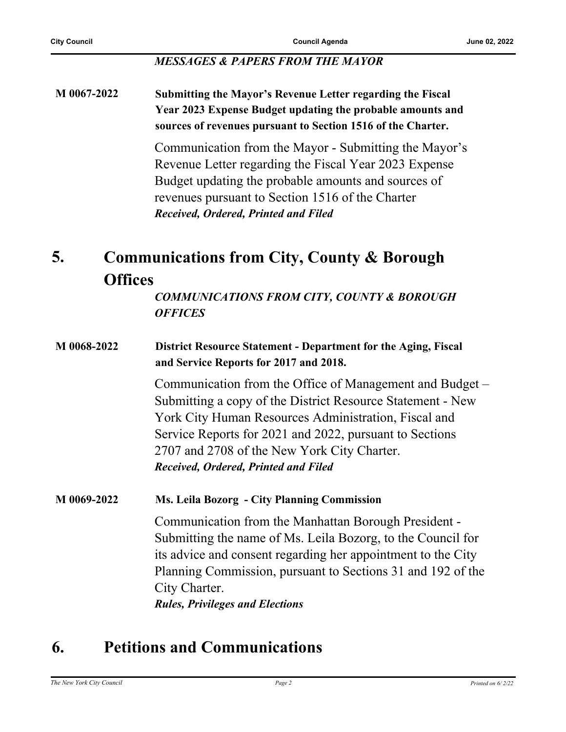*MESSAGES & PAPERS FROM THE MAYOR*

**M 0067-2022** **Submitting the Mayor's Revenue Letter regarding the Fiscal Year 2023 Expense Budget updating the probable amounts and sources of revenues pursuant to Section 1516 of the Charter.**

Communication from the Mayor - Submitting the Mayor's Revenue Letter regarding the Fiscal Year 2023 Expense Budget updating the probable amounts and sources of revenues pursuant to Section 1516 of the Charter

***Received, Ordered, Printed and Filed***

## 5. Communications from City, County & Borough Offices

*COMMUNICATIONS FROM CITY, COUNTY & BOROUGH OFFICES*

**M 0068-2022** **District Resource Statement - Department for the Aging, Fiscal and Service Reports for 2017 and 2018.**

Communication from the Office of Management and Budget – Submitting a copy of the District Resource Statement - New York City Human Resources Administration, Fiscal and Service Reports for 2021 and 2022, pursuant to Sections 2707 and 2708 of the New York City Charter.

***Received, Ordered, Printed and Filed***

**M 0069-2022** **Ms. Leila Bozorg - City Planning Commission**

Communication from the Manhattan Borough President - Submitting the name of Ms. Leila Bozorg, to the Council for its advice and consent regarding her appointment to the City Planning Commission, pursuant to Sections 31 and 192 of the City Charter.

***Rules, Privileges and Elections***

## 6. Petitions and Communications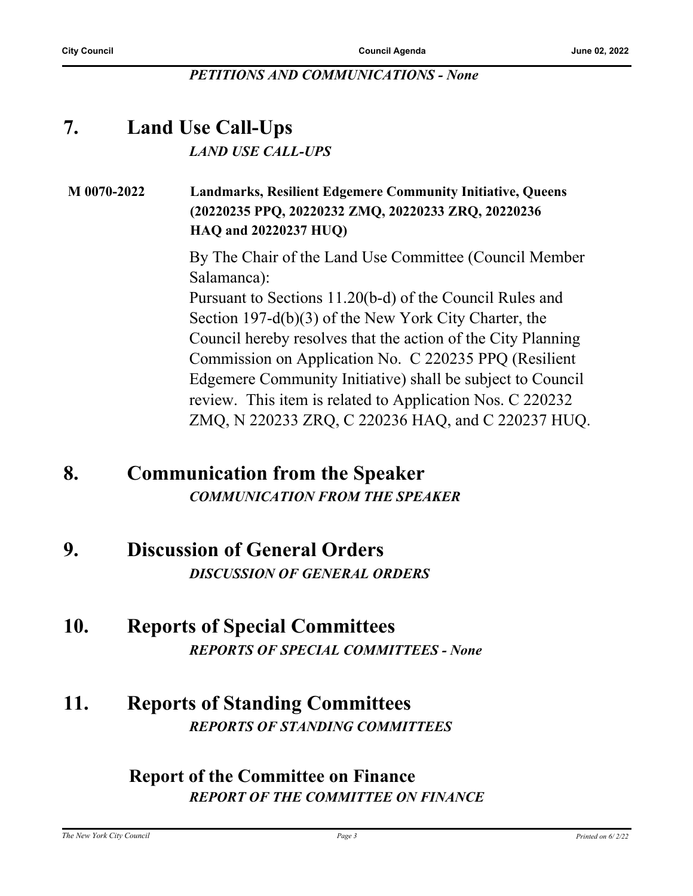*PETITIONS AND COMMUNICATIONS - None*

# 7. Land Use Call-Ups

*LAND USE CALL-UPS*

**M 0070-2022** **Landmarks, Resilient Edgemere Community Initiative, Queens (20220235 PPQ, 20220232 ZMQ, 20220233 ZRQ, 20220236 HAQ and 20220237 HUQ)**

By The Chair of the Land Use Committee (Council Member Salamanca):

Pursuant to Sections 11.20(b-d) of the Council Rules and Section 197-d(b)(3) of the New York City Charter, the Council hereby resolves that the action of the City Planning Commission on Application No. C 220235 PPQ (Resilient Edgemere Community Initiative) shall be subject to Council review. This item is related to Application Nos. C 220232 ZMQ, N 220233 ZRQ, C 220236 HAQ, and C 220237 HUQ.

# 8. Communication from the Speaker

*COMMUNICATION FROM THE SPEAKER*

# 9. Discussion of General Orders

*DISCUSSION OF GENERAL ORDERS*

# 10. Reports of Special Committees

*REPORTS OF SPECIAL COMMITTEES - None*

# 11. Reports of Standing Committees

*REPORTS OF STANDING COMMITTEES*

## Report of the Committee on Finance

*REPORT OF THE COMMITTEE ON FINANCE*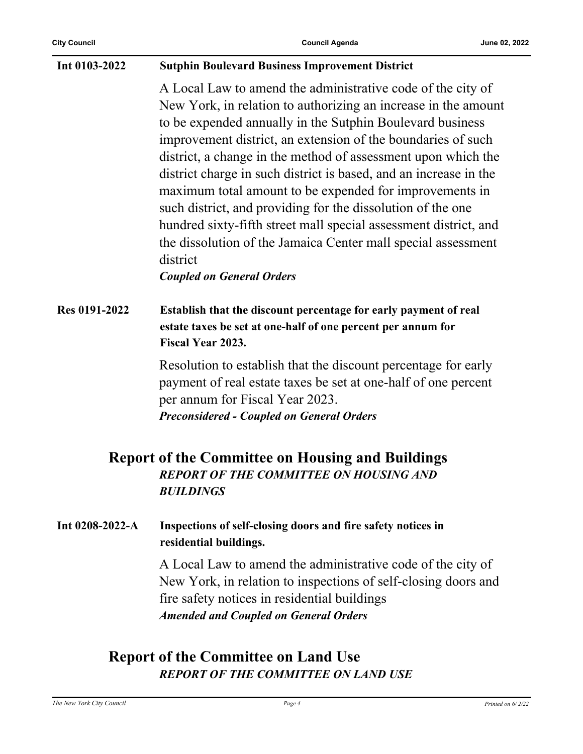**Int 0103-2022** **Sutphin Boulevard Business Improvement District**

A Local Law to amend the administrative code of the city of New York, in relation to authorizing an increase in the amount to be expended annually in the Sutphin Boulevard business improvement district, an extension of the boundaries of such district, a change in the method of assessment upon which the district charge in such district is based, and an increase in the maximum total amount to be expended for improvements in such district, and providing for the dissolution of the one hundred sixty-fifth street mall special assessment district, and the dissolution of the Jamaica Center mall special assessment district

***Coupled on General Orders***

**Res 0191-2022** **Establish that the discount percentage for early payment of real estate taxes be set at one-half of one percent per annum for Fiscal Year 2023.**

Resolution to establish that the discount percentage for early payment of real estate taxes be set at one-half of one percent per annum for Fiscal Year 2023.

***Preconsidered - Coupled on General Orders***

## Report of the Committee on Housing and Buildings

***REPORT OF THE COMMITTEE ON HOUSING AND BUILDINGS***

**Int 0208-2022-A** **Inspections of self-closing doors and fire safety notices in residential buildings.**

A Local Law to amend the administrative code of the city of New York, in relation to inspections of self-closing doors and fire safety notices in residential buildings

***Amended and Coupled on General Orders***

## Report of the Committee on Land Use

***REPORT OF THE COMMITTEE ON LAND USE***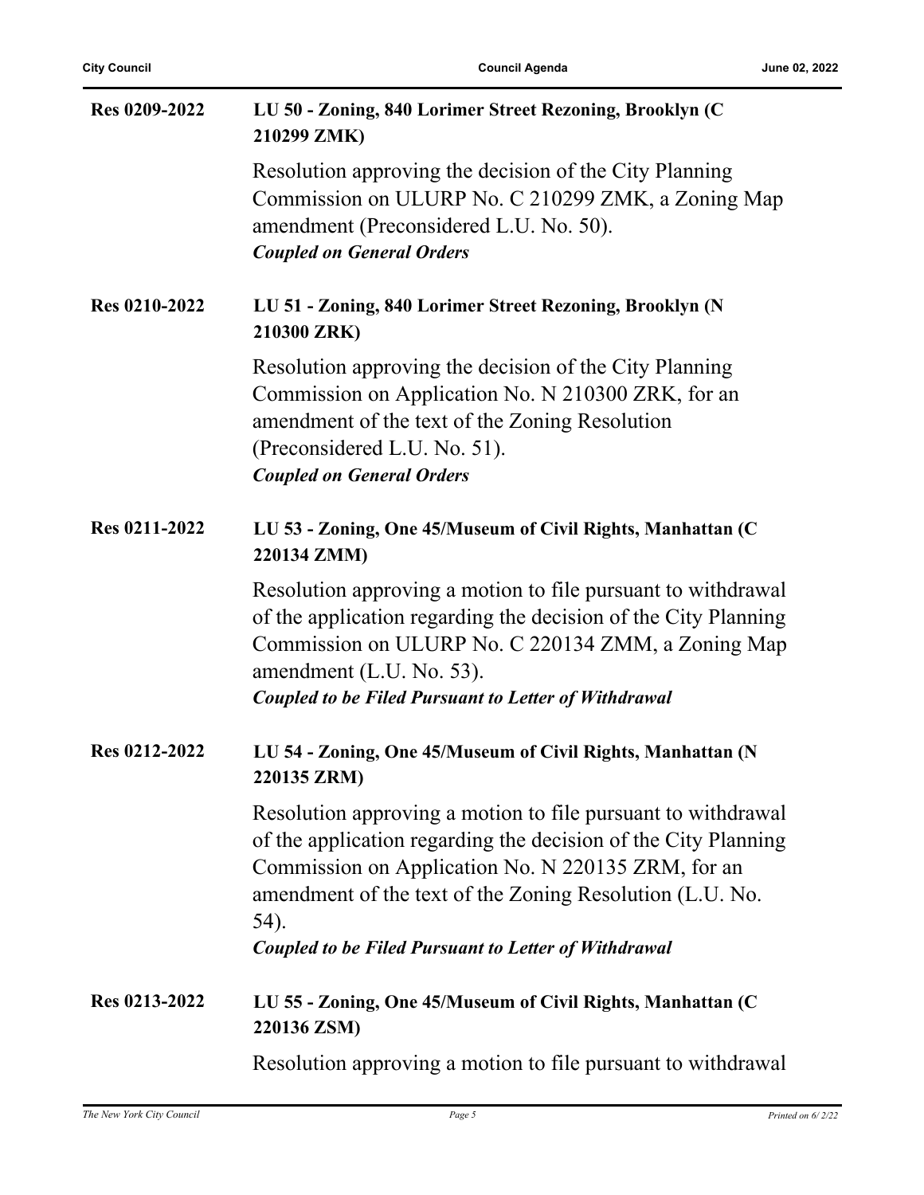**Res 0209-2022** **LU 50 - Zoning, 840 Lorimer Street Rezoning, Brooklyn (C 210299 ZMK)**

Resolution approving the decision of the City Planning Commission on ULURP No. C 210299 ZMK, a Zoning Map amendment (Preconsidered L.U. No. 50).
***Coupled on General Orders***

**Res 0210-2022** **LU 51 - Zoning, 840 Lorimer Street Rezoning, Brooklyn (N 210300 ZRK)**

Resolution approving the decision of the City Planning Commission on Application No. N 210300 ZRK, for an amendment of the text of the Zoning Resolution (Preconsidered L.U. No. 51).
***Coupled on General Orders***

**Res 0211-2022** **LU 53 - Zoning, One 45/Museum of Civil Rights, Manhattan (C 220134 ZMM)**

Resolution approving a motion to file pursuant to withdrawal of the application regarding the decision of the City Planning Commission on ULURP No. C 220134 ZMM, a Zoning Map amendment (L.U. No. 53).
***Coupled to be Filed Pursuant to Letter of Withdrawal***

**Res 0212-2022** **LU 54 - Zoning, One 45/Museum of Civil Rights, Manhattan (N 220135 ZRM)**

Resolution approving a motion to file pursuant to withdrawal of the application regarding the decision of the City Planning Commission on Application No. N 220135 ZRM, for an amendment of the text of the Zoning Resolution (L.U. No. 54).
***Coupled to be Filed Pursuant to Letter of Withdrawal***

**Res 0213-2022** **LU 55 - Zoning, One 45/Museum of Civil Rights, Manhattan (C 220136 ZSM)**

Resolution approving a motion to file pursuant to withdrawal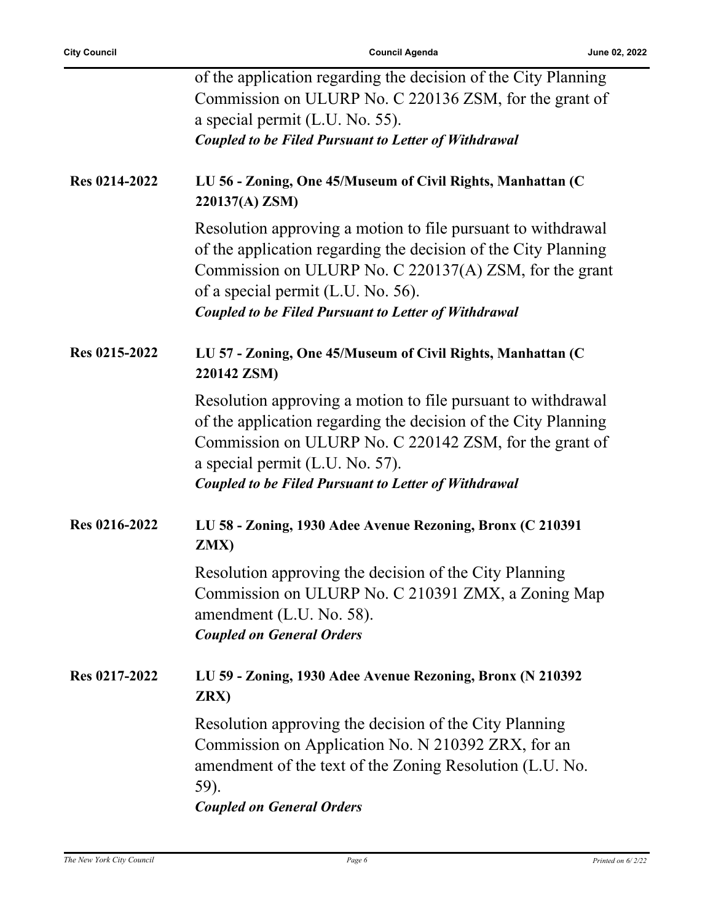of the application regarding the decision of the City Planning Commission on ULURP No. C 220136 ZSM, for the grant of a special permit (L.U. No. 55).
***Coupled to be Filed Pursuant to Letter of Withdrawal***

**Res 0214-2022** **LU 56 - Zoning, One 45/Museum of Civil Rights, Manhattan (C 220137(A) ZSM)**

Resolution approving a motion to file pursuant to withdrawal of the application regarding the decision of the City Planning Commission on ULURP No. C 220137(A) ZSM, for the grant of a special permit (L.U. No. 56).
***Coupled to be Filed Pursuant to Letter of Withdrawal***

**Res 0215-2022** **LU 57 - Zoning, One 45/Museum of Civil Rights, Manhattan (C 220142 ZSM)**

Resolution approving a motion to file pursuant to withdrawal of the application regarding the decision of the City Planning Commission on ULURP No. C 220142 ZSM, for the grant of a special permit (L.U. No. 57).
***Coupled to be Filed Pursuant to Letter of Withdrawal***

**Res 0216-2022** **LU 58 - Zoning, 1930 Adee Avenue Rezoning, Bronx (C 210391 ZMX)**

Resolution approving the decision of the City Planning Commission on ULURP No. C 210391 ZMX, a Zoning Map amendment (L.U. No. 58).
***Coupled on General Orders***

**Res 0217-2022** **LU 59 - Zoning, 1930 Adee Avenue Rezoning, Bronx (N 210392 ZRX)**

Resolution approving the decision of the City Planning Commission on Application No. N 210392 ZRX, for an amendment of the text of the Zoning Resolution (L.U. No. 59).
***Coupled on General Orders***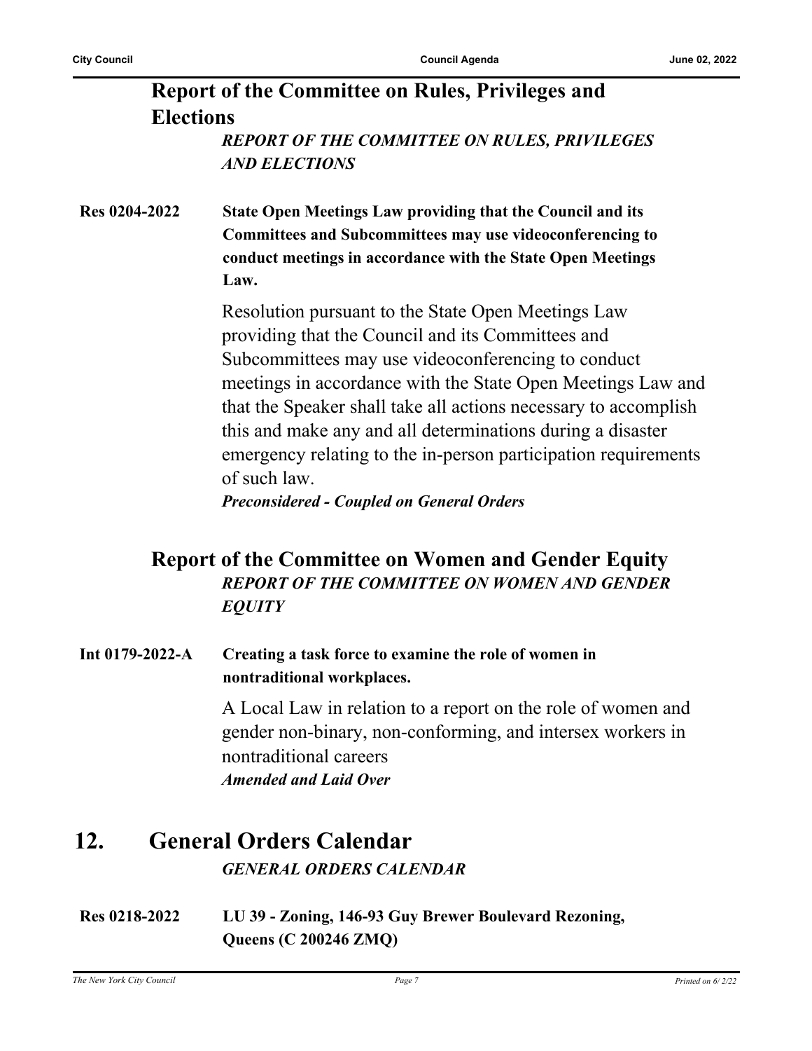## Report of the Committee on Rules, Privileges and Elections

***REPORT OF THE COMMITTEE ON RULES, PRIVILEGES AND ELECTIONS***

**Res 0204-2022** **State Open Meetings Law providing that the Council and its Committees and Subcommittees may use videoconferencing to conduct meetings in accordance with the State Open Meetings Law.**

Resolution pursuant to the State Open Meetings Law providing that the Council and its Committees and Subcommittees may use videoconferencing to conduct meetings in accordance with the State Open Meetings Law and that the Speaker shall take all actions necessary to accomplish this and make any and all determinations during a disaster emergency relating to the in-person participation requirements of such law.

***Preconsidered - Coupled on General Orders***

## Report of the Committee on Women and Gender Equity

***REPORT OF THE COMMITTEE ON WOMEN AND GENDER EQUITY***

**Int 0179-2022-A** **Creating a task force to examine the role of women in nontraditional workplaces.**

A Local Law in relation to a report on the role of women and gender non-binary, non-conforming, and intersex workers in nontraditional careers

***Amended and Laid Over***

# 12. General Orders Calendar

***GENERAL ORDERS CALENDAR***

**Res 0218-2022** **LU 39 - Zoning, 146-93 Guy Brewer Boulevard Rezoning, Queens (C 200246 ZMQ)**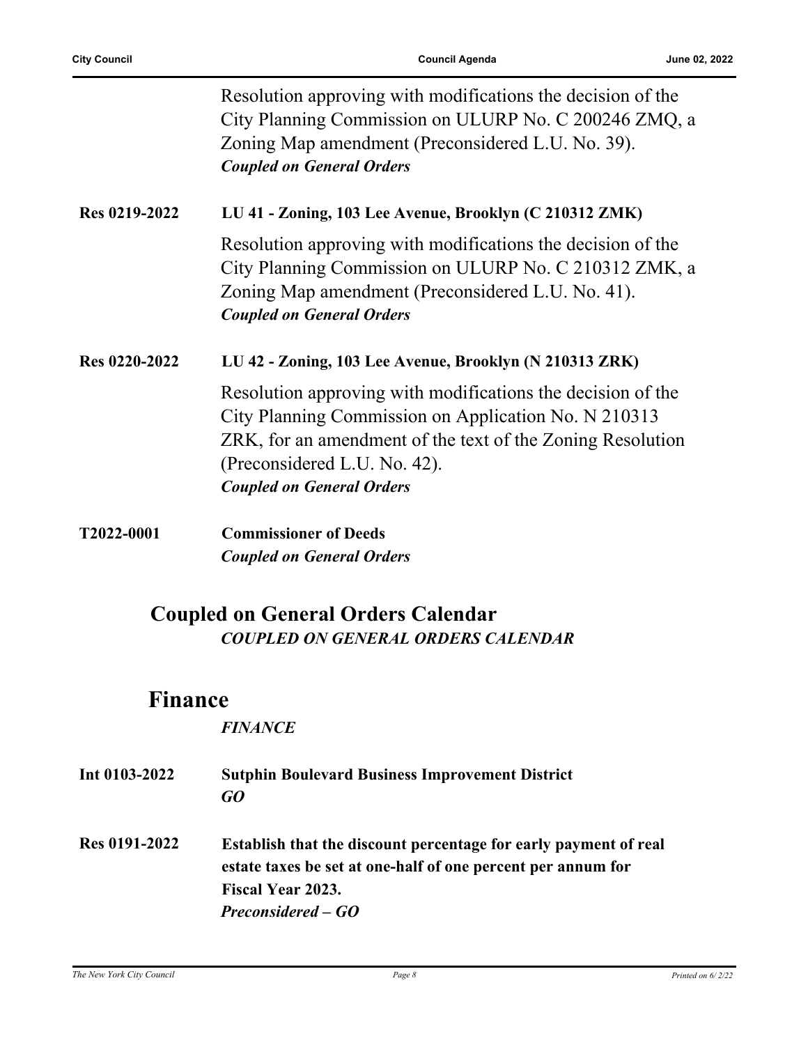Resolution approving with modifications the decision of the City Planning Commission on ULURP No. C 200246 ZMQ, a Zoning Map amendment (Preconsidered L.U. No. 39).
***Coupled on General Orders***

**Res 0219-2022** **LU 41 - Zoning, 103 Lee Avenue, Brooklyn (C 210312 ZMK)**

Resolution approving with modifications the decision of the City Planning Commission on ULURP No. C 210312 ZMK, a Zoning Map amendment (Preconsidered L.U. No. 41).
***Coupled on General Orders***

**Res 0220-2022** **LU 42 - Zoning, 103 Lee Avenue, Brooklyn (N 210313 ZRK)**

Resolution approving with modifications the decision of the City Planning Commission on Application No. N 210313 ZRK, for an amendment of the text of the Zoning Resolution (Preconsidered L.U. No. 42).
***Coupled on General Orders***

**T2022-0001** **Commissioner of Deeds**
***Coupled on General Orders***

## Coupled on General Orders Calendar

***COUPLED ON GENERAL ORDERS CALENDAR***

## Finance

***FINANCE***

**Int 0103-2022** **Sutphin Boulevard Business Improvement District**
***GO***

**Res 0191-2022** **Establish that the discount percentage for early payment of real estate taxes be set at one-half of one percent per annum for Fiscal Year 2023.**
***Preconsidered – GO***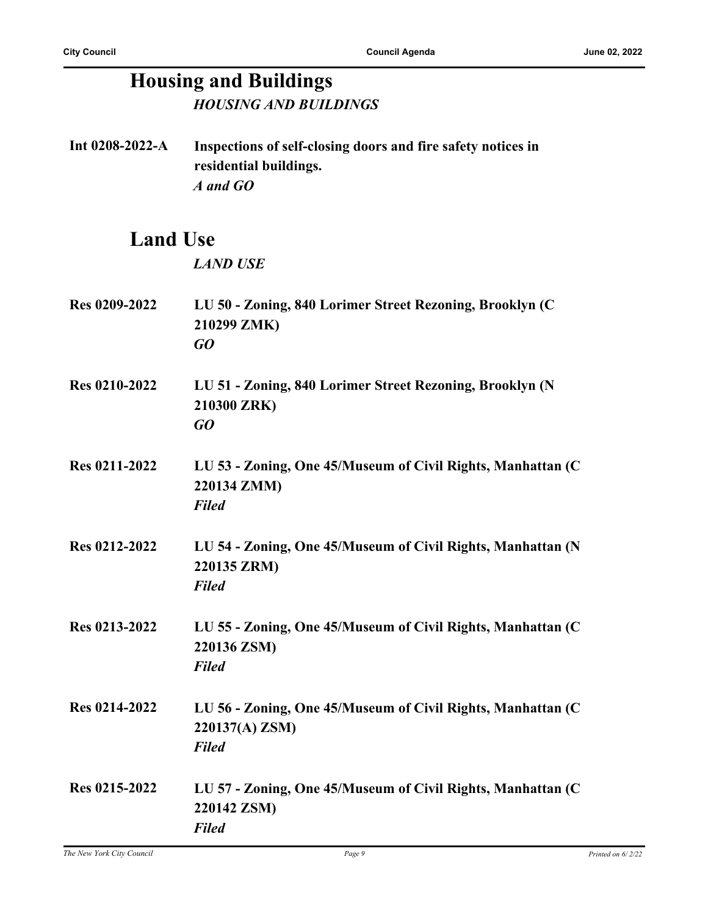## Housing and Buildings

*HOUSING AND BUILDINGS*

**Int 0208-2022-A** **Inspections of self-closing doors and fire safety notices in residential buildings.**
***A and GO***

## Land Use

*LAND USE*

**Res 0209-2022** **LU 50 - Zoning, 840 Lorimer Street Rezoning, Brooklyn (C 210299 ZMK)**
***GO***

**Res 0210-2022** **LU 51 - Zoning, 840 Lorimer Street Rezoning, Brooklyn (N 210300 ZRK)**
***GO***

**Res 0211-2022** **LU 53 - Zoning, One 45/Museum of Civil Rights, Manhattan (C 220134 ZMM)**
***Filed***

**Res 0212-2022** **LU 54 - Zoning, One 45/Museum of Civil Rights, Manhattan (N 220135 ZRM)**
***Filed***

**Res 0213-2022** **LU 55 - Zoning, One 45/Museum of Civil Rights, Manhattan (C 220136 ZSM)**
***Filed***

**Res 0214-2022** **LU 56 - Zoning, One 45/Museum of Civil Rights, Manhattan (C 220137(A) ZSM)**
***Filed***

**Res 0215-2022** **LU 57 - Zoning, One 45/Museum of Civil Rights, Manhattan (C 220142 ZSM)**
***Filed***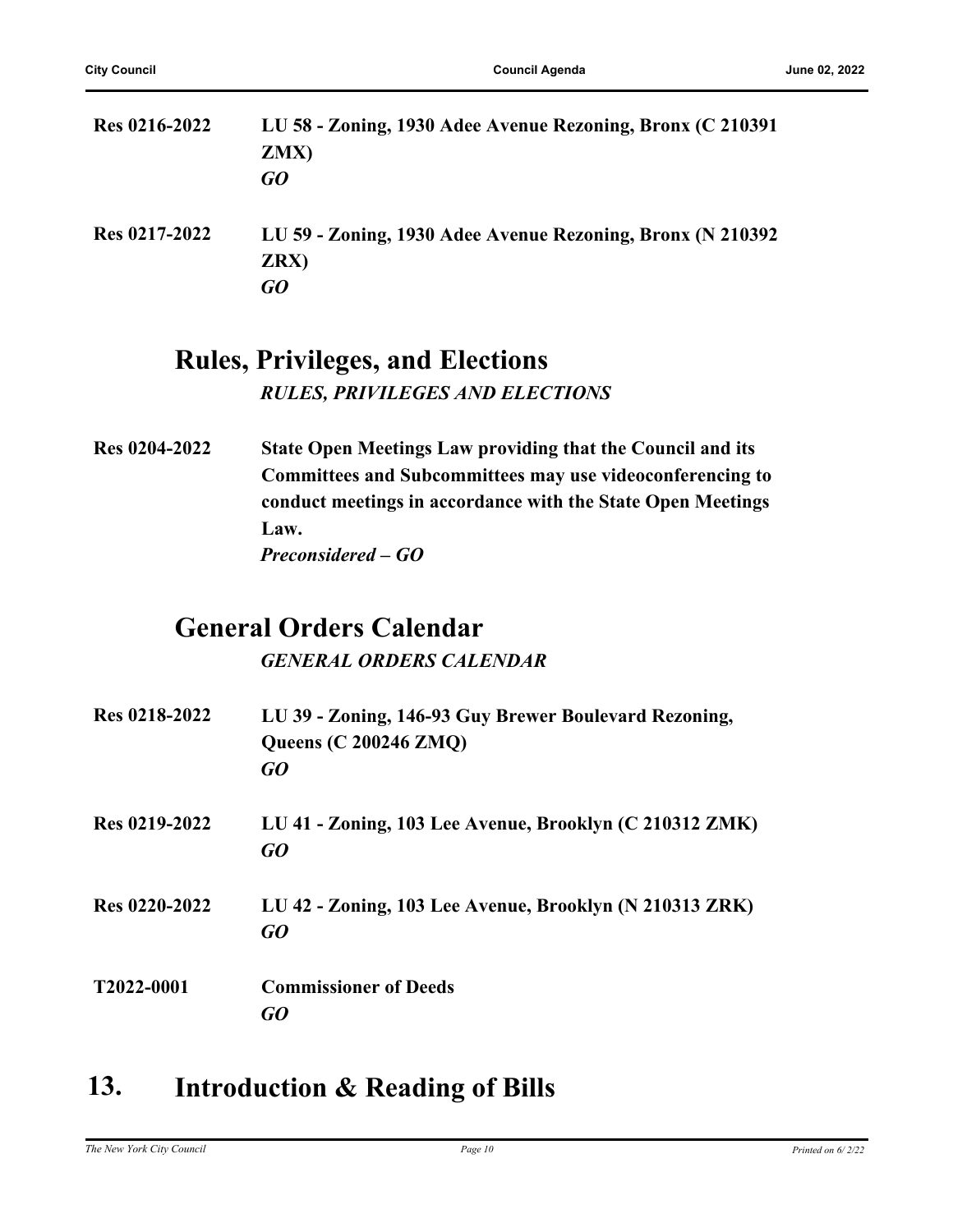**Res 0216-2022** **LU 58 - Zoning, 1930 Adee Avenue Rezoning, Bronx (C 210391 ZMX)**
***GO***

**Res 0217-2022** **LU 59 - Zoning, 1930 Adee Avenue Rezoning, Bronx (N 210392 ZRX)**
***GO***

## Rules, Privileges, and Elections

***RULES, PRIVILEGES AND ELECTIONS***

**Res 0204-2022** **State Open Meetings Law providing that the Council and its Committees and Subcommittees may use videoconferencing to conduct meetings in accordance with the State Open Meetings Law.**
***Preconsidered – GO***

## General Orders Calendar

***GENERAL ORDERS CALENDAR***

**Res 0218-2022** **LU 39 - Zoning, 146-93 Guy Brewer Boulevard Rezoning, Queens (C 200246 ZMQ)**
***GO***

**Res 0219-2022** **LU 41 - Zoning, 103 Lee Avenue, Brooklyn (C 210312 ZMK)**
***GO***

**Res 0220-2022** **LU 42 - Zoning, 103 Lee Avenue, Brooklyn (N 210313 ZRK)**
***GO***

**T2022-0001** **Commissioner of Deeds**
***GO***

# 13. Introduction & Reading of Bills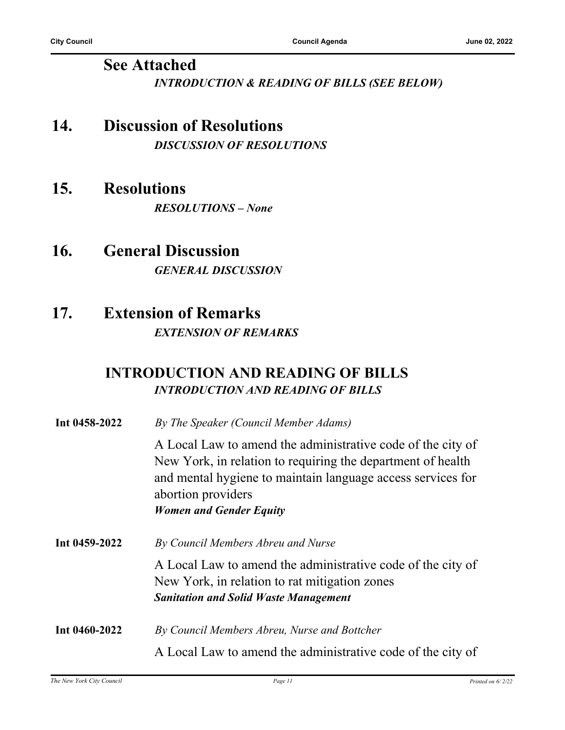## See Attached

*INTRODUCTION & READING OF BILLS (SEE BELOW)*

## 14. Discussion of Resolutions

*DISCUSSION OF RESOLUTIONS*

## 15. Resolutions

*RESOLUTIONS – None*

## 16. General Discussion

*GENERAL DISCUSSION*

## 17. Extension of Remarks

*EXTENSION OF REMARKS*

## INTRODUCTION AND READING OF BILLS

*INTRODUCTION AND READING OF BILLS*

**Int 0458-2022** *By The Speaker (Council Member Adams)*

A Local Law to amend the administrative code of the city of New York, in relation to requiring the department of health and mental hygiene to maintain language access services for abortion providers

***Women and Gender Equity***

**Int 0459-2022** *By Council Members Abreu and Nurse*

A Local Law to amend the administrative code of the city of New York, in relation to rat mitigation zones

***Sanitation and Solid Waste Management***

**Int 0460-2022** *By Council Members Abreu, Nurse and Bottcher*

A Local Law to amend the administrative code of the city of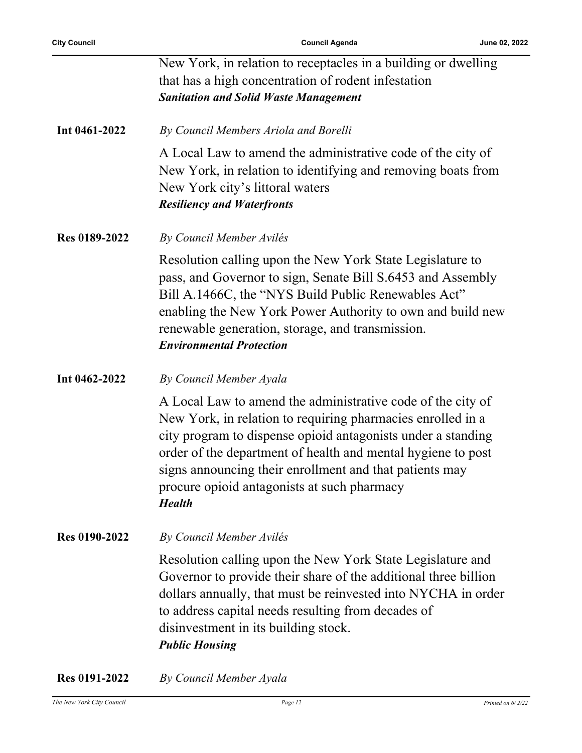New York, in relation to receptacles in a building or dwelling that has a high concentration of rodent infestation
***Sanitation and Solid Waste Management***

**Int 0461-2022** *By Council Members Ariola and Borelli*

A Local Law to amend the administrative code of the city of New York, in relation to identifying and removing boats from New York city's littoral waters
***Resiliency and Waterfronts***

**Res 0189-2022** *By Council Member Avilés*

Resolution calling upon the New York State Legislature to pass, and Governor to sign, Senate Bill S.6453 and Assembly Bill A.1466C, the "NYS Build Public Renewables Act" enabling the New York Power Authority to own and build new renewable generation, storage, and transmission.
***Environmental Protection***

**Int 0462-2022** *By Council Member Ayala*

A Local Law to amend the administrative code of the city of New York, in relation to requiring pharmacies enrolled in a city program to dispense opioid antagonists under a standing order of the department of health and mental hygiene to post signs announcing their enrollment and that patients may procure opioid antagonists at such pharmacy
***Health***

**Res 0190-2022** *By Council Member Avilés*

Resolution calling upon the New York State Legislature and Governor to provide their share of the additional three billion dollars annually, that must be reinvested into NYCHA in order to address capital needs resulting from decades of disinvestment in its building stock.
***Public Housing***

**Res 0191-2022** *By Council Member Ayala*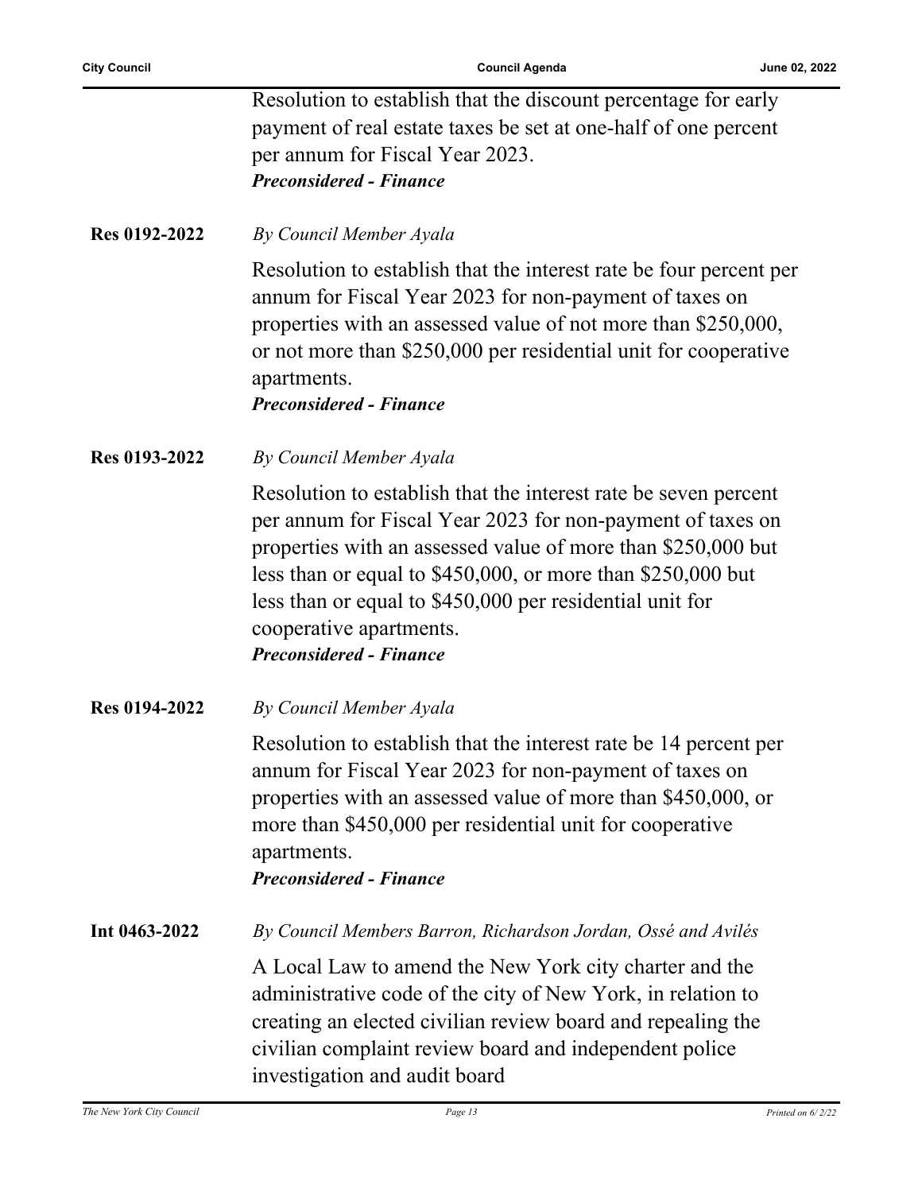Resolution to establish that the discount percentage for early payment of real estate taxes be set at one-half of one percent per annum for Fiscal Year 2023.
***Preconsidered - Finance***

**Res 0192-2022** *By Council Member Ayala*

Resolution to establish that the interest rate be four percent per annum for Fiscal Year 2023 for non-payment of taxes on properties with an assessed value of not more than $250,000, or not more than $250,000 per residential unit for cooperative apartments.
***Preconsidered - Finance***

**Res 0193-2022** *By Council Member Ayala*

Resolution to establish that the interest rate be seven percent per annum for Fiscal Year 2023 for non-payment of taxes on properties with an assessed value of more than $250,000 but less than or equal to $450,000, or more than $250,000 but less than or equal to $450,000 per residential unit for cooperative apartments.
***Preconsidered - Finance***

**Res 0194-2022** *By Council Member Ayala*

Resolution to establish that the interest rate be 14 percent per annum for Fiscal Year 2023 for non-payment of taxes on properties with an assessed value of more than $450,000, or more than $450,000 per residential unit for cooperative apartments.
***Preconsidered - Finance***

**Int 0463-2022** *By Council Members Barron, Richardson Jordan, Ossé and Avilés*

A Local Law to amend the New York city charter and the administrative code of the city of New York, in relation to creating an elected civilian review board and repealing the civilian complaint review board and independent police investigation and audit board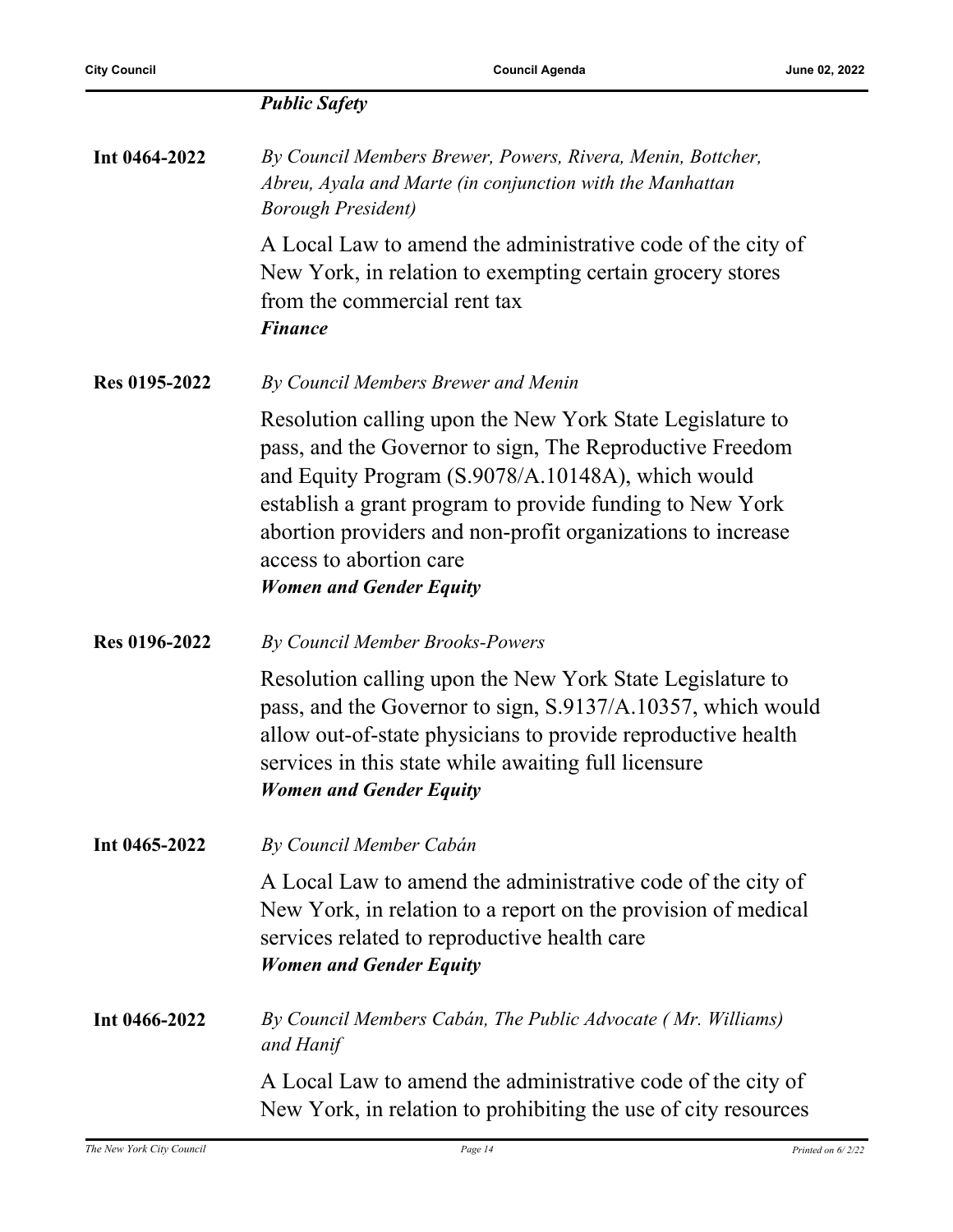***Public Safety***

**Int 0464-2022**

*By Council Members Brewer, Powers, Rivera, Menin, Bottcher, Abreu, Ayala and Marte (in conjunction with the Manhattan Borough President)*

A Local Law to amend the administrative code of the city of New York, in relation to exempting certain grocery stores from the commercial rent tax

***Finance***

**Res 0195-2022**

*By Council Members Brewer and Menin*

Resolution calling upon the New York State Legislature to pass, and the Governor to sign, The Reproductive Freedom and Equity Program (S.9078/A.10148A), which would establish a grant program to provide funding to New York abortion providers and non-profit organizations to increase access to abortion care

***Women and Gender Equity***

**Res 0196-2022**

*By Council Member Brooks-Powers*

Resolution calling upon the New York State Legislature to pass, and the Governor to sign, S.9137/A.10357, which would allow out-of-state physicians to provide reproductive health services in this state while awaiting full licensure

***Women and Gender Equity***

**Int 0465-2022**

*By Council Member Cabán*

A Local Law to amend the administrative code of the city of New York, in relation to a report on the provision of medical services related to reproductive health care

***Women and Gender Equity***

**Int 0466-2022**

*By Council Members Cabán, The Public Advocate ( Mr. Williams) and Hanif*

A Local Law to amend the administrative code of the city of New York, in relation to prohibiting the use of city resources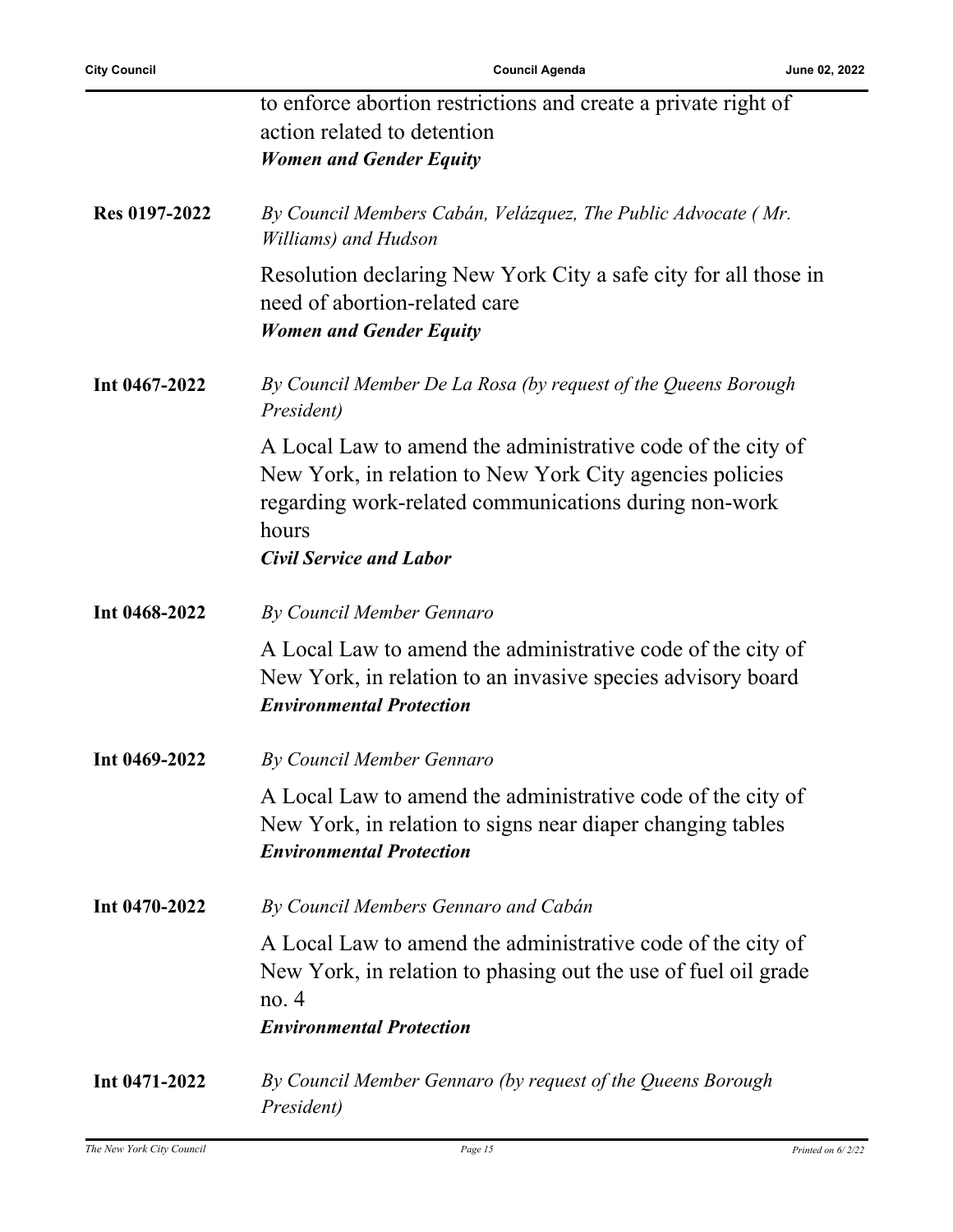to enforce abortion restrictions and create a private right of action related to detention
***Women and Gender Equity***

| | |
|---|---|
| **Res 0197-2022** | *By Council Members Cabán, Velázquez, The Public Advocate ( Mr. Williams) and Hudson*<br><br>Resolution declaring New York City a safe city for all those in need of abortion-related care<br>***Women and Gender Equity*** |
| **Int 0467-2022** | *By Council Member De La Rosa (by request of the Queens Borough President)*<br><br>A Local Law to amend the administrative code of the city of New York, in relation to New York City agencies policies regarding work-related communications during non-work hours<br>***Civil Service and Labor*** |
| **Int 0468-2022** | *By Council Member Gennaro*<br><br>A Local Law to amend the administrative code of the city of New York, in relation to an invasive species advisory board<br>***Environmental Protection*** |
| **Int 0469-2022** | *By Council Member Gennaro*<br><br>A Local Law to amend the administrative code of the city of New York, in relation to signs near diaper changing tables<br>***Environmental Protection*** |
| **Int 0470-2022** | *By Council Members Gennaro and Cabán*<br><br>A Local Law to amend the administrative code of the city of New York, in relation to phasing out the use of fuel oil grade no. 4<br>***Environmental Protection*** |
| **Int 0471-2022** | *By Council Member Gennaro (by request of the Queens Borough President)* |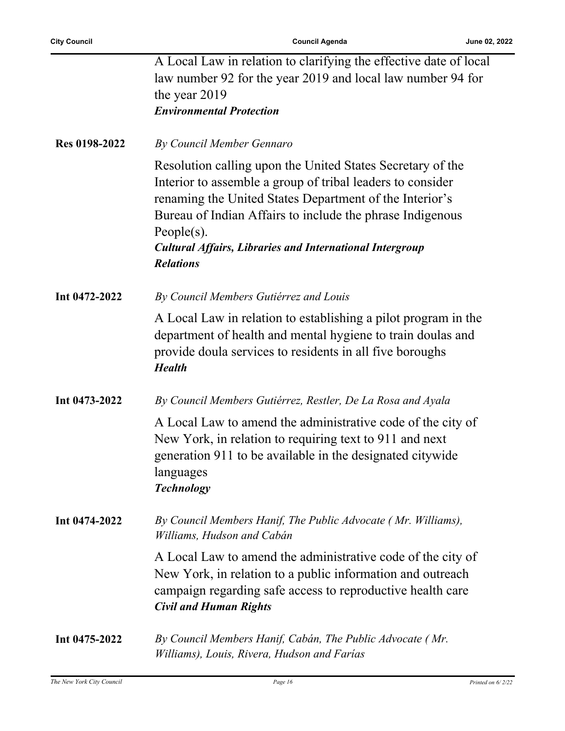A Local Law in relation to clarifying the effective date of local law number 92 for the year 2019 and local law number 94 for the year 2019
***Environmental Protection***

**Res 0198-2022** *By Council Member Gennaro*

Resolution calling upon the United States Secretary of the Interior to assemble a group of tribal leaders to consider renaming the United States Department of the Interior's Bureau of Indian Affairs to include the phrase Indigenous People(s).
***Cultural Affairs, Libraries and International Intergroup Relations***

**Int 0472-2022** *By Council Members Gutiérrez and Louis*

A Local Law in relation to establishing a pilot program in the department of health and mental hygiene to train doulas and provide doula services to residents in all five boroughs
***Health***

**Int 0473-2022** *By Council Members Gutiérrez, Restler, De La Rosa and Ayala*

A Local Law to amend the administrative code of the city of New York, in relation to requiring text to 911 and next generation 911 to be available in the designated citywide languages
***Technology***

**Int 0474-2022** *By Council Members Hanif, The Public Advocate ( Mr. Williams), Williams, Hudson and Cabán*

A Local Law to amend the administrative code of the city of New York, in relation to a public information and outreach campaign regarding safe access to reproductive health care
***Civil and Human Rights***

**Int 0475-2022** *By Council Members Hanif, Cabán, The Public Advocate ( Mr. Williams), Louis, Rivera, Hudson and Farías*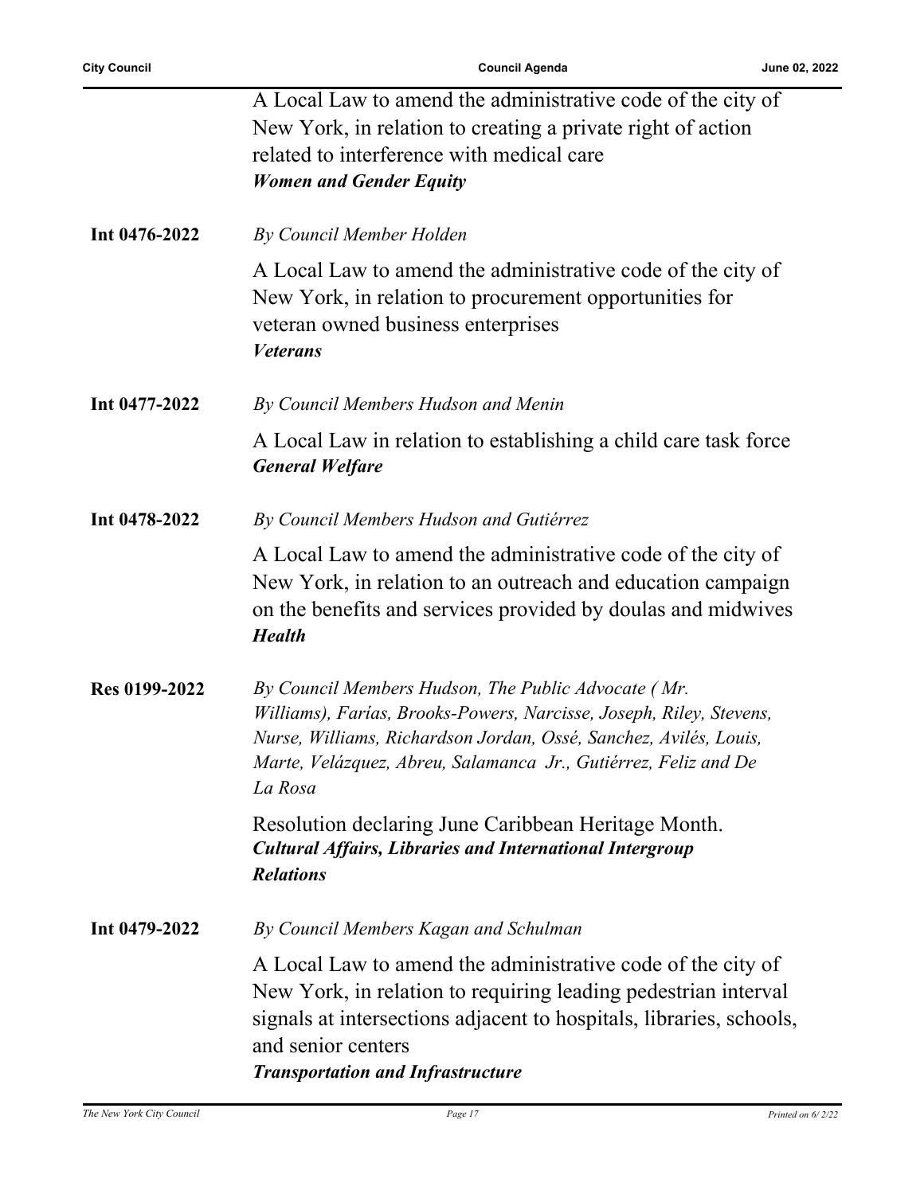A Local Law to amend the administrative code of the city of New York, in relation to creating a private right of action related to interference with medical care
***Women and Gender Equity***

**Int 0476-2022** *By Council Member Holden*

A Local Law to amend the administrative code of the city of New York, in relation to procurement opportunities for veteran owned business enterprises
***Veterans***

**Int 0477-2022** *By Council Members Hudson and Menin*

A Local Law in relation to establishing a child care task force
***General Welfare***

**Int 0478-2022** *By Council Members Hudson and Gutiérrez*

A Local Law to amend the administrative code of the city of New York, in relation to an outreach and education campaign on the benefits and services provided by doulas and midwives
***Health***

**Res 0199-2022** *By Council Members Hudson, The Public Advocate ( Mr. Williams), Farías, Brooks-Powers, Narcisse, Joseph, Riley, Stevens, Nurse, Williams, Richardson Jordan, Ossé, Sanchez, Avilés, Louis, Marte, Velázquez, Abreu, Salamanca Jr., Gutiérrez, Feliz and De La Rosa*

Resolution declaring June Caribbean Heritage Month.
***Cultural Affairs, Libraries and International Intergroup Relations***

**Int 0479-2022** *By Council Members Kagan and Schulman*

A Local Law to amend the administrative code of the city of New York, in relation to requiring leading pedestrian interval signals at intersections adjacent to hospitals, libraries, schools, and senior centers
***Transportation and Infrastructure***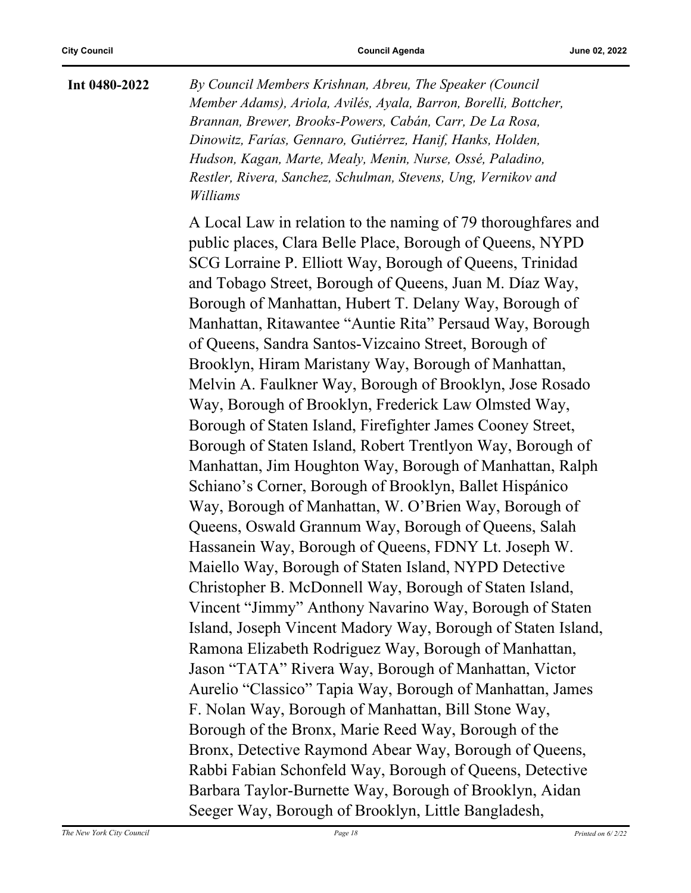**Int 0480-2022**

*By Council Members Krishnan, Abreu, The Speaker (Council Member Adams), Ariola, Avilés, Ayala, Barron, Borelli, Bottcher, Brannan, Brewer, Brooks-Powers, Cabán, Carr, De La Rosa, Dinowitz, Farías, Gennaro, Gutiérrez, Hanif, Hanks, Holden, Hudson, Kagan, Marte, Mealy, Menin, Nurse, Ossé, Paladino, Restler, Rivera, Sanchez, Schulman, Stevens, Ung, Vernikov and Williams*

A Local Law in relation to the naming of 79 thoroughfares and public places, Clara Belle Place, Borough of Queens, NYPD SCG Lorraine P. Elliott Way, Borough of Queens, Trinidad and Tobago Street, Borough of Queens, Juan M. Díaz Way, Borough of Manhattan, Hubert T. Delany Way, Borough of Manhattan, Ritawantee "Auntie Rita" Persaud Way, Borough of Queens, Sandra Santos-Vizcaino Street, Borough of Brooklyn, Hiram Maristany Way, Borough of Manhattan, Melvin A. Faulkner Way, Borough of Brooklyn, Jose Rosado Way, Borough of Brooklyn, Frederick Law Olmsted Way, Borough of Staten Island, Firefighter James Cooney Street, Borough of Staten Island, Robert Trentlyon Way, Borough of Manhattan, Jim Houghton Way, Borough of Manhattan, Ralph Schiano's Corner, Borough of Brooklyn, Ballet Hispánico Way, Borough of Manhattan, W. O'Brien Way, Borough of Queens, Oswald Grannum Way, Borough of Queens, Salah Hassanein Way, Borough of Queens, FDNY Lt. Joseph W. Maiello Way, Borough of Staten Island, NYPD Detective Christopher B. McDonnell Way, Borough of Staten Island, Vincent "Jimmy" Anthony Navarino Way, Borough of Staten Island, Joseph Vincent Madory Way, Borough of Staten Island, Ramona Elizabeth Rodriguez Way, Borough of Manhattan, Jason "TATA" Rivera Way, Borough of Manhattan, Victor Aurelio "Classico" Tapia Way, Borough of Manhattan, James F. Nolan Way, Borough of Manhattan, Bill Stone Way, Borough of the Bronx, Marie Reed Way, Borough of the Bronx, Detective Raymond Abear Way, Borough of Queens, Rabbi Fabian Schonfeld Way, Borough of Queens, Detective Barbara Taylor-Burnette Way, Borough of Brooklyn, Aidan Seeger Way, Borough of Brooklyn, Little Bangladesh,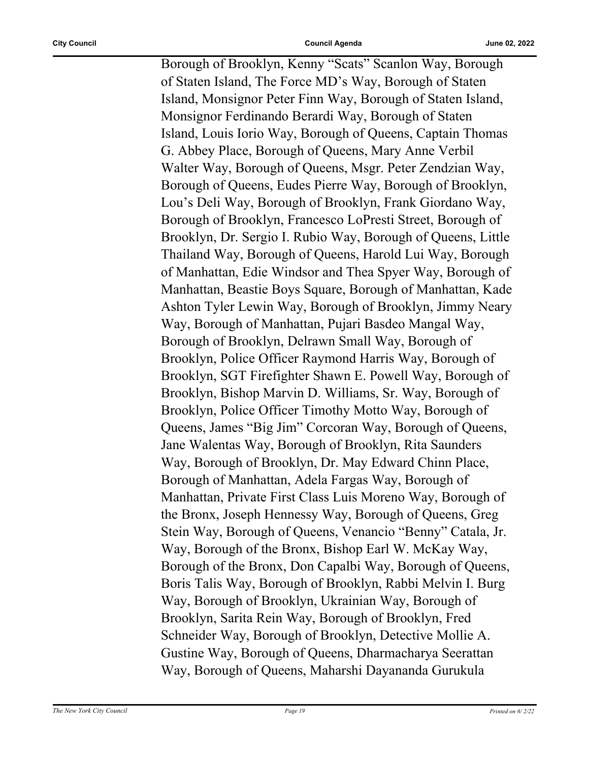Borough of Brooklyn, Kenny "Scats" Scanlon Way, Borough of Staten Island, The Force MD's Way, Borough of Staten Island, Monsignor Peter Finn Way, Borough of Staten Island, Monsignor Ferdinando Berardi Way, Borough of Staten Island, Louis Iorio Way, Borough of Queens, Captain Thomas G. Abbey Place, Borough of Queens, Mary Anne Verbil Walter Way, Borough of Queens, Msgr. Peter Zendzian Way, Borough of Queens, Eudes Pierre Way, Borough of Brooklyn, Lou's Deli Way, Borough of Brooklyn, Frank Giordano Way, Borough of Brooklyn, Francesco LoPresti Street, Borough of Brooklyn, Dr. Sergio I. Rubio Way, Borough of Queens, Little Thailand Way, Borough of Queens, Harold Lui Way, Borough of Manhattan, Edie Windsor and Thea Spyer Way, Borough of Manhattan, Beastie Boys Square, Borough of Manhattan, Kade Ashton Tyler Lewin Way, Borough of Brooklyn, Jimmy Neary Way, Borough of Manhattan, Pujari Basdeo Mangal Way, Borough of Brooklyn, Delrawn Small Way, Borough of Brooklyn, Police Officer Raymond Harris Way, Borough of Brooklyn, SGT Firefighter Shawn E. Powell Way, Borough of Brooklyn, Bishop Marvin D. Williams, Sr. Way, Borough of Brooklyn, Police Officer Timothy Motto Way, Borough of Queens, James "Big Jim" Corcoran Way, Borough of Queens, Jane Walentas Way, Borough of Brooklyn, Rita Saunders Way, Borough of Brooklyn, Dr. May Edward Chinn Place, Borough of Manhattan, Adela Fargas Way, Borough of Manhattan, Private First Class Luis Moreno Way, Borough of the Bronx, Joseph Hennessy Way, Borough of Queens, Greg Stein Way, Borough of Queens, Venancio "Benny" Catala, Jr. Way, Borough of the Bronx, Bishop Earl W. McKay Way, Borough of the Bronx, Don Capalbi Way, Borough of Queens, Boris Talis Way, Borough of Brooklyn, Rabbi Melvin I. Burg Way, Borough of Brooklyn, Ukrainian Way, Borough of Brooklyn, Sarita Rein Way, Borough of Brooklyn, Fred Schneider Way, Borough of Brooklyn, Detective Mollie A. Gustine Way, Borough of Queens, Dharmacharya Seerattan Way, Borough of Queens, Maharshi Dayananda Gurukula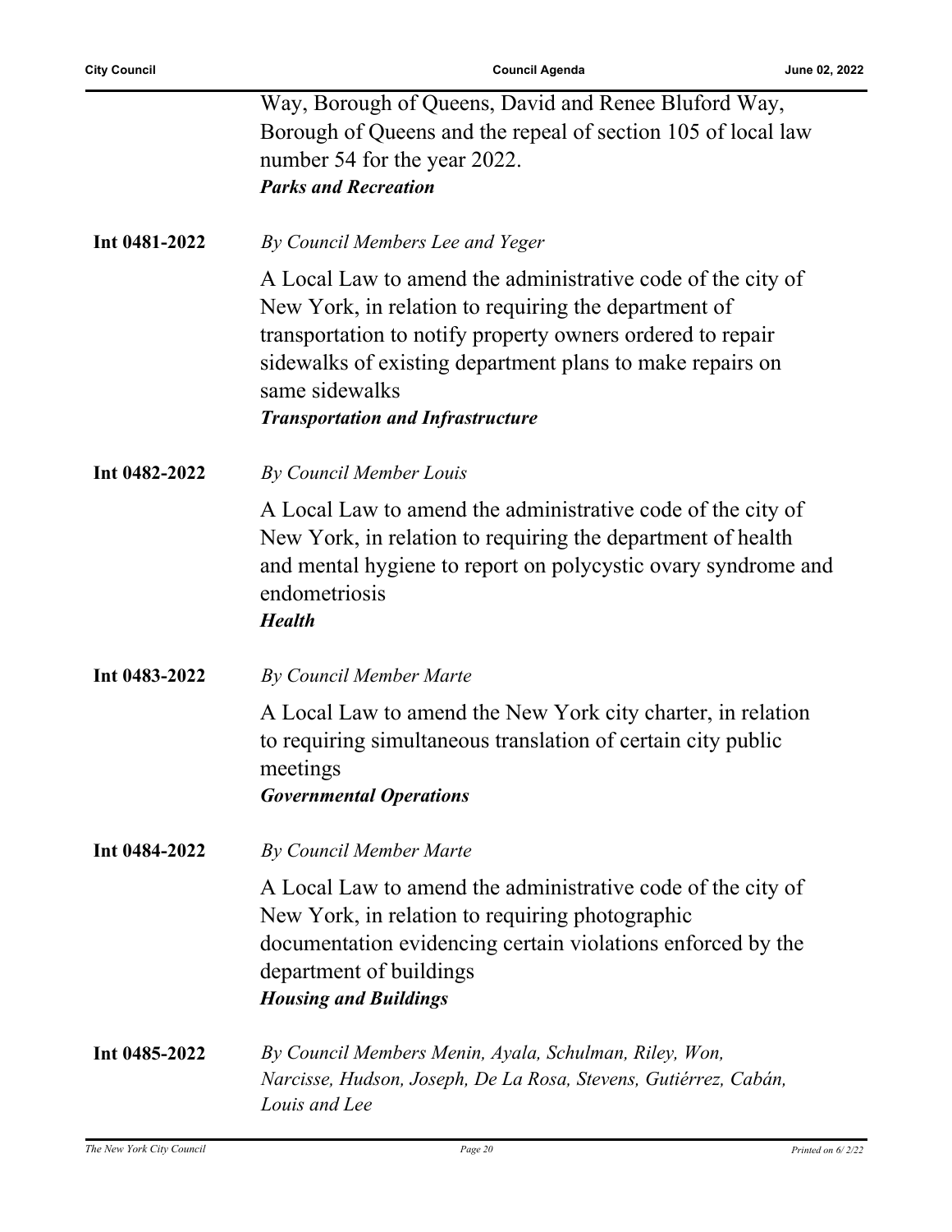Way, Borough of Queens, David and Renee Bluford Way, Borough of Queens and the repeal of section 105 of local law number 54 for the year 2022.
***Parks and Recreation***

**Int 0481-2022** *By Council Members Lee and Yeger*

A Local Law to amend the administrative code of the city of New York, in relation to requiring the department of transportation to notify property owners ordered to repair sidewalks of existing department plans to make repairs on same sidewalks
***Transportation and Infrastructure***

**Int 0482-2022** *By Council Member Louis*

A Local Law to amend the administrative code of the city of New York, in relation to requiring the department of health and mental hygiene to report on polycystic ovary syndrome and endometriosis
***Health***

**Int 0483-2022** *By Council Member Marte*

A Local Law to amend the New York city charter, in relation to requiring simultaneous translation of certain city public meetings
***Governmental Operations***

**Int 0484-2022** *By Council Member Marte*

A Local Law to amend the administrative code of the city of New York, in relation to requiring photographic documentation evidencing certain violations enforced by the department of buildings
***Housing and Buildings***

**Int 0485-2022** *By Council Members Menin, Ayala, Schulman, Riley, Won, Narcisse, Hudson, Joseph, De La Rosa, Stevens, Gutiérrez, Cabán, Louis and Lee*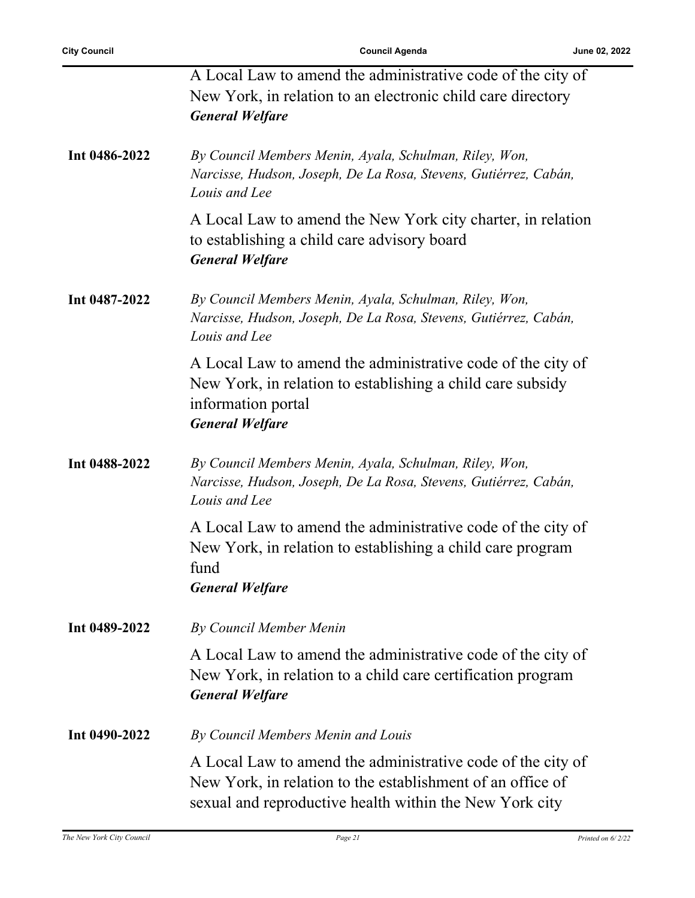A Local Law to amend the administrative code of the city of New York, in relation to an electronic child care directory
***General Welfare***

**Int 0486-2022** *By Council Members Menin, Ayala, Schulman, Riley, Won, Narcisse, Hudson, Joseph, De La Rosa, Stevens, Gutiérrez, Cabán, Louis and Lee*

A Local Law to amend the New York city charter, in relation to establishing a child care advisory board
***General Welfare***

**Int 0487-2022** *By Council Members Menin, Ayala, Schulman, Riley, Won, Narcisse, Hudson, Joseph, De La Rosa, Stevens, Gutiérrez, Cabán, Louis and Lee*

A Local Law to amend the administrative code of the city of New York, in relation to establishing a child care subsidy information portal
***General Welfare***

**Int 0488-2022** *By Council Members Menin, Ayala, Schulman, Riley, Won, Narcisse, Hudson, Joseph, De La Rosa, Stevens, Gutiérrez, Cabán, Louis and Lee*

A Local Law to amend the administrative code of the city of New York, in relation to establishing a child care program fund
***General Welfare***

**Int 0489-2022** *By Council Member Menin*

A Local Law to amend the administrative code of the city of New York, in relation to a child care certification program
***General Welfare***

**Int 0490-2022** *By Council Members Menin and Louis*

A Local Law to amend the administrative code of the city of New York, in relation to the establishment of an office of sexual and reproductive health within the New York city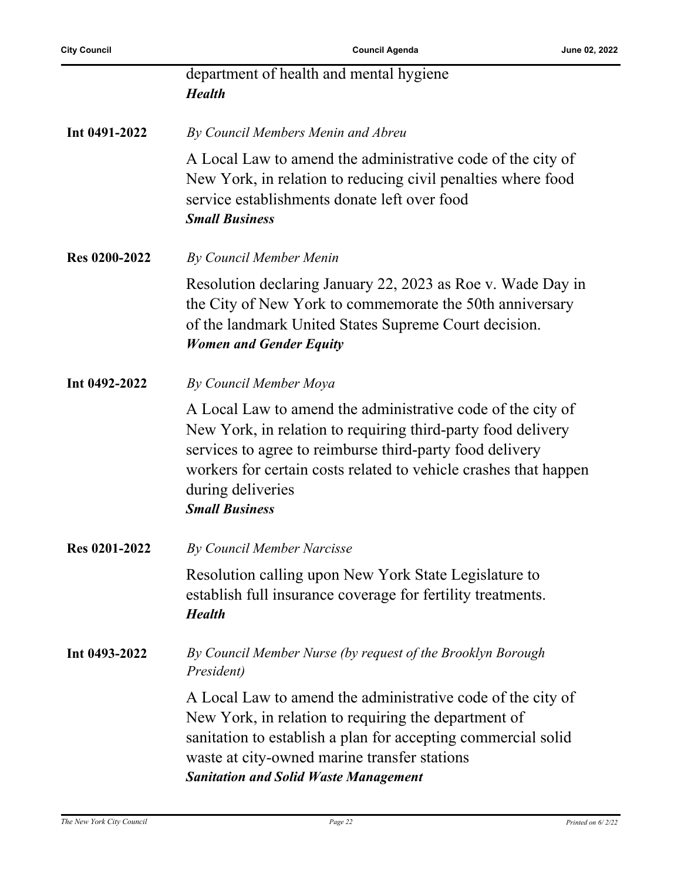department of health and mental hygiene
***Health***

**Int 0491-2022** *By Council Members Menin and Abreu*

A Local Law to amend the administrative code of the city of New York, in relation to reducing civil penalties where food service establishments donate left over food
***Small Business***

**Res 0200-2022** *By Council Member Menin*

Resolution declaring January 22, 2023 as Roe v. Wade Day in the City of New York to commemorate the 50th anniversary of the landmark United States Supreme Court decision.
***Women and Gender Equity***

**Int 0492-2022** *By Council Member Moya*

A Local Law to amend the administrative code of the city of New York, in relation to requiring third-party food delivery services to agree to reimburse third-party food delivery workers for certain costs related to vehicle crashes that happen during deliveries
***Small Business***

**Res 0201-2022** *By Council Member Narcisse*

Resolution calling upon New York State Legislature to establish full insurance coverage for fertility treatments.
***Health***

**Int 0493-2022** *By Council Member Nurse (by request of the Brooklyn Borough President)*

A Local Law to amend the administrative code of the city of New York, in relation to requiring the department of sanitation to establish a plan for accepting commercial solid waste at city-owned marine transfer stations
***Sanitation and Solid Waste Management***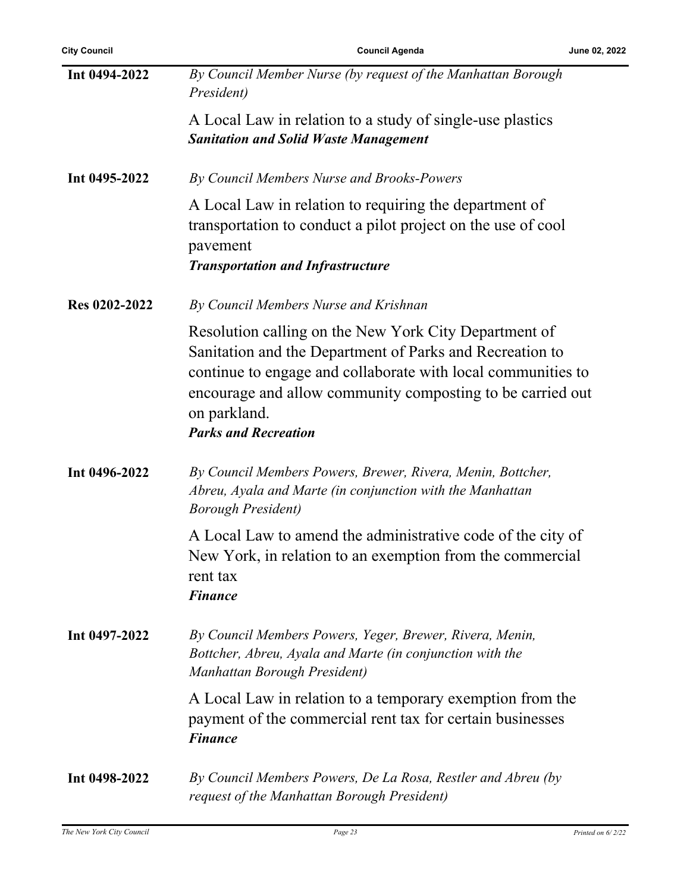**Int 0494-2022**

*By Council Member Nurse (by request of the Manhattan Borough President)*

A Local Law in relation to a study of single-use plastics
***Sanitation and Solid Waste Management***

**Int 0495-2022**

*By Council Members Nurse and Brooks-Powers*

A Local Law in relation to requiring the department of transportation to conduct a pilot project on the use of cool pavement
***Transportation and Infrastructure***

**Res 0202-2022**

*By Council Members Nurse and Krishnan*

Resolution calling on the New York City Department of Sanitation and the Department of Parks and Recreation to continue to engage and collaborate with local communities to encourage and allow community composting to be carried out on parkland.
***Parks and Recreation***

**Int 0496-2022**

*By Council Members Powers, Brewer, Rivera, Menin, Bottcher, Abreu, Ayala and Marte (in conjunction with the Manhattan Borough President)*

A Local Law to amend the administrative code of the city of New York, in relation to an exemption from the commercial rent tax
***Finance***

**Int 0497-2022**

*By Council Members Powers, Yeger, Brewer, Rivera, Menin, Bottcher, Abreu, Ayala and Marte (in conjunction with the Manhattan Borough President)*

A Local Law in relation to a temporary exemption from the payment of the commercial rent tax for certain businesses
***Finance***

**Int 0498-2022**

*By Council Members Powers, De La Rosa, Restler and Abreu (by request of the Manhattan Borough President)*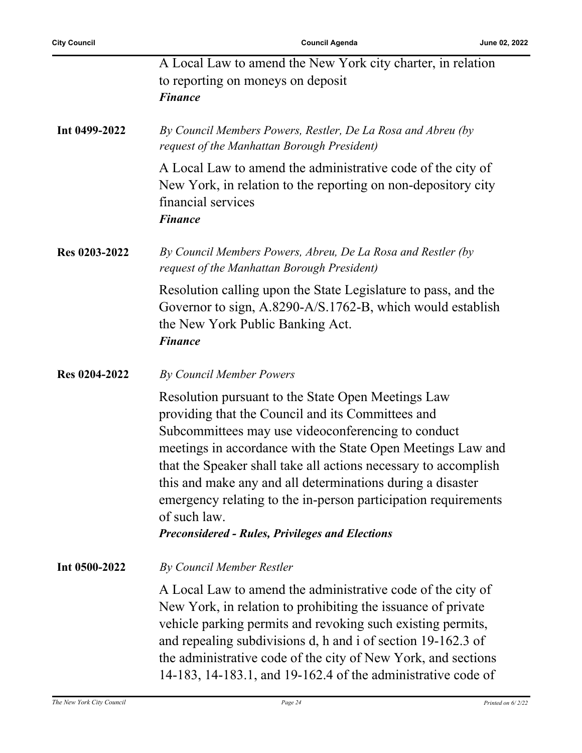A Local Law to amend the New York city charter, in relation to reporting on moneys on deposit
***Finance***

**Int 0499-2022** *By Council Members Powers, Restler, De La Rosa and Abreu (by request of the Manhattan Borough President)*

A Local Law to amend the administrative code of the city of New York, in relation to the reporting on non-depository city financial services
***Finance***

**Res 0203-2022** *By Council Members Powers, Abreu, De La Rosa and Restler (by request of the Manhattan Borough President)*

Resolution calling upon the State Legislature to pass, and the Governor to sign, A.8290-A/S.1762-B, which would establish the New York Public Banking Act.
***Finance***

**Res 0204-2022** *By Council Member Powers*

Resolution pursuant to the State Open Meetings Law providing that the Council and its Committees and Subcommittees may use videoconferencing to conduct meetings in accordance with the State Open Meetings Law and that the Speaker shall take all actions necessary to accomplish this and make any and all determinations during a disaster emergency relating to the in-person participation requirements of such law.
***Preconsidered - Rules, Privileges and Elections***

**Int 0500-2022** *By Council Member Restler*

A Local Law to amend the administrative code of the city of New York, in relation to prohibiting the issuance of private vehicle parking permits and revoking such existing permits, and repealing subdivisions d, h and i of section 19-162.3 of the administrative code of the city of New York, and sections 14-183, 14-183.1, and 19-162.4 of the administrative code of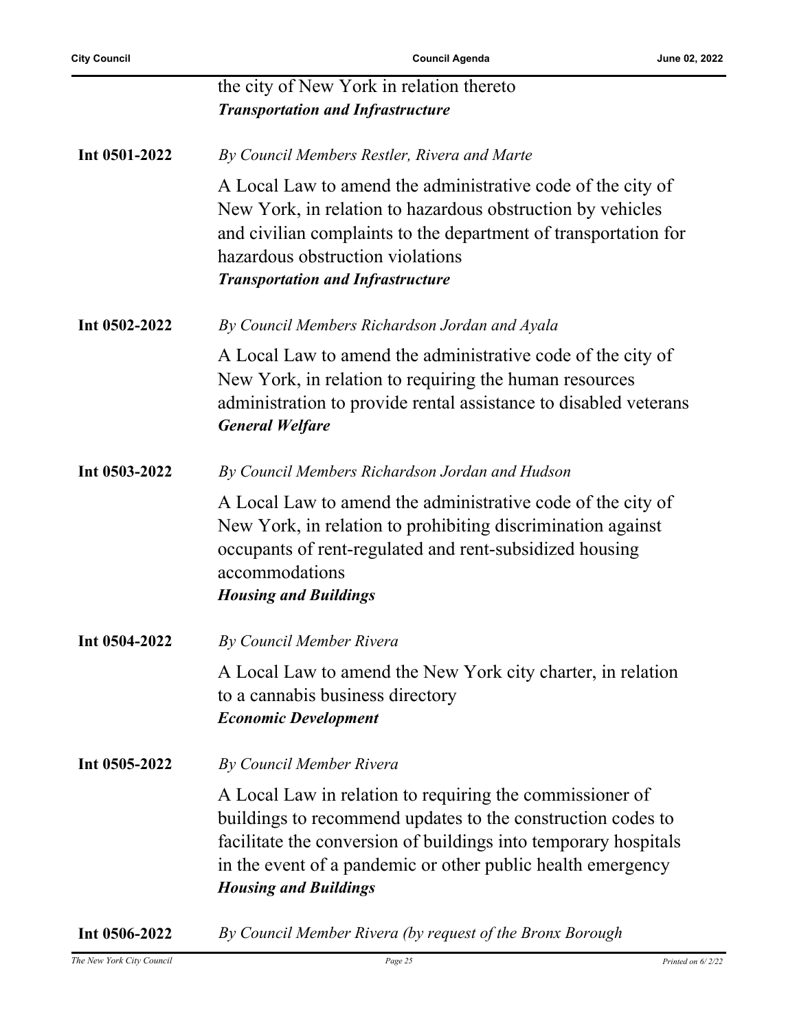the city of New York in relation thereto
***Transportation and Infrastructure***

**Int 0501-2022** *By Council Members Restler, Rivera and Marte*

A Local Law to amend the administrative code of the city of New York, in relation to hazardous obstruction by vehicles and civilian complaints to the department of transportation for hazardous obstruction violations
***Transportation and Infrastructure***

**Int 0502-2022** *By Council Members Richardson Jordan and Ayala*

A Local Law to amend the administrative code of the city of New York, in relation to requiring the human resources administration to provide rental assistance to disabled veterans
***General Welfare***

**Int 0503-2022** *By Council Members Richardson Jordan and Hudson*

A Local Law to amend the administrative code of the city of New York, in relation to prohibiting discrimination against occupants of rent-regulated and rent-subsidized housing accommodations
***Housing and Buildings***

**Int 0504-2022** *By Council Member Rivera*

A Local Law to amend the New York city charter, in relation to a cannabis business directory
***Economic Development***

**Int 0505-2022** *By Council Member Rivera*

A Local Law in relation to requiring the commissioner of buildings to recommend updates to the construction codes to facilitate the conversion of buildings into temporary hospitals in the event of a pandemic or other public health emergency
***Housing and Buildings***

**Int 0506-2022** *By Council Member Rivera (by request of the Bronx Borough*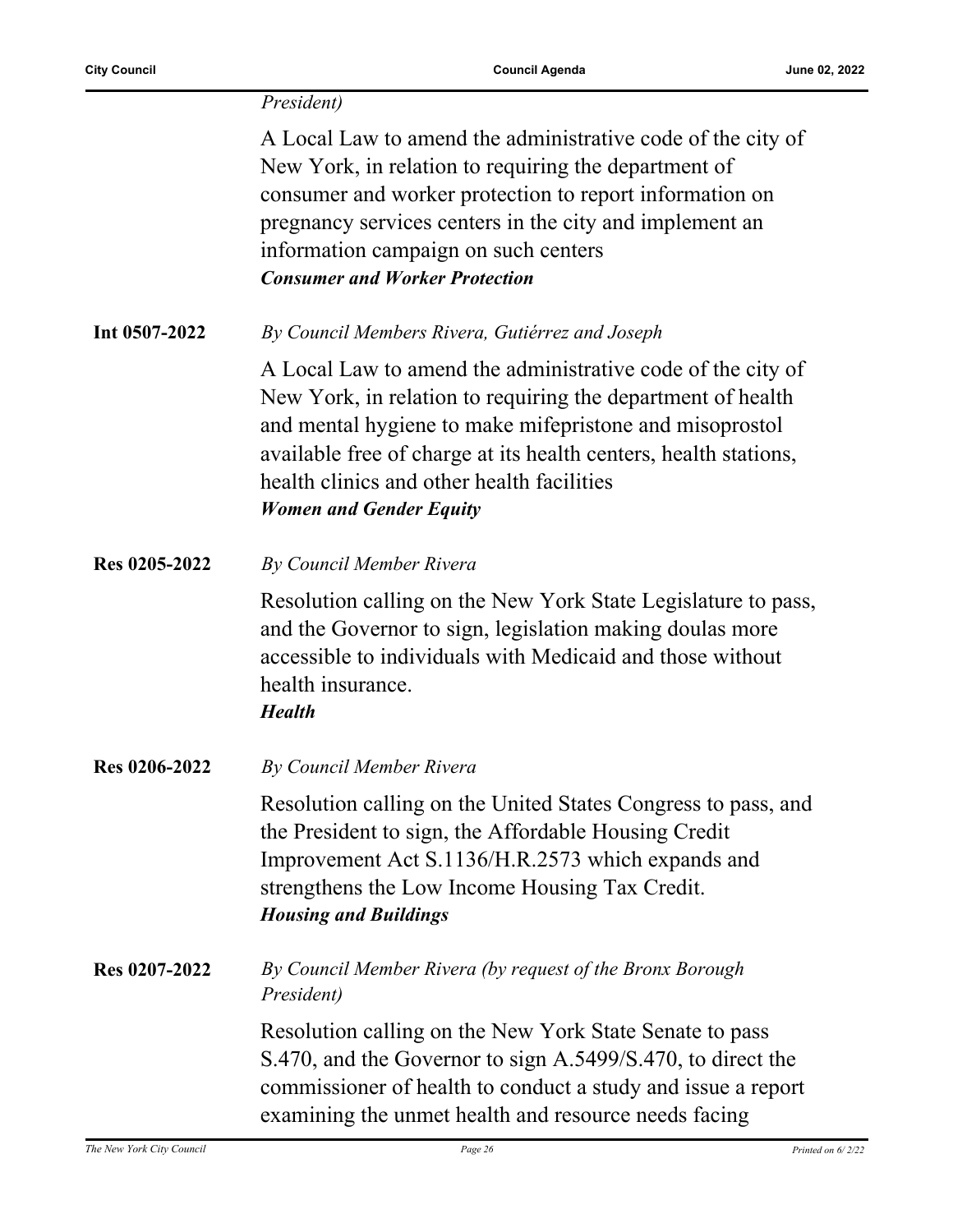*President)*

A Local Law to amend the administrative code of the city of New York, in relation to requiring the department of consumer and worker protection to report information on pregnancy services centers in the city and implement an information campaign on such centers

***Consumer and Worker Protection***

**Int 0507-2022** *By Council Members Rivera, Gutiérrez and Joseph*

A Local Law to amend the administrative code of the city of New York, in relation to requiring the department of health and mental hygiene to make mifepristone and misoprostol available free of charge at its health centers, health stations, health clinics and other health facilities

***Women and Gender Equity***

**Res 0205-2022** *By Council Member Rivera*

Resolution calling on the New York State Legislature to pass, and the Governor to sign, legislation making doulas more accessible to individuals with Medicaid and those without health insurance.

***Health***

**Res 0206-2022** *By Council Member Rivera*

Resolution calling on the United States Congress to pass, and the President to sign, the Affordable Housing Credit Improvement Act S.1136/H.R.2573 which expands and strengthens the Low Income Housing Tax Credit.

***Housing and Buildings***

**Res 0207-2022** *By Council Member Rivera (by request of the Bronx Borough President)*

Resolution calling on the New York State Senate to pass S.470, and the Governor to sign A.5499/S.470, to direct the commissioner of health to conduct a study and issue a report examining the unmet health and resource needs facing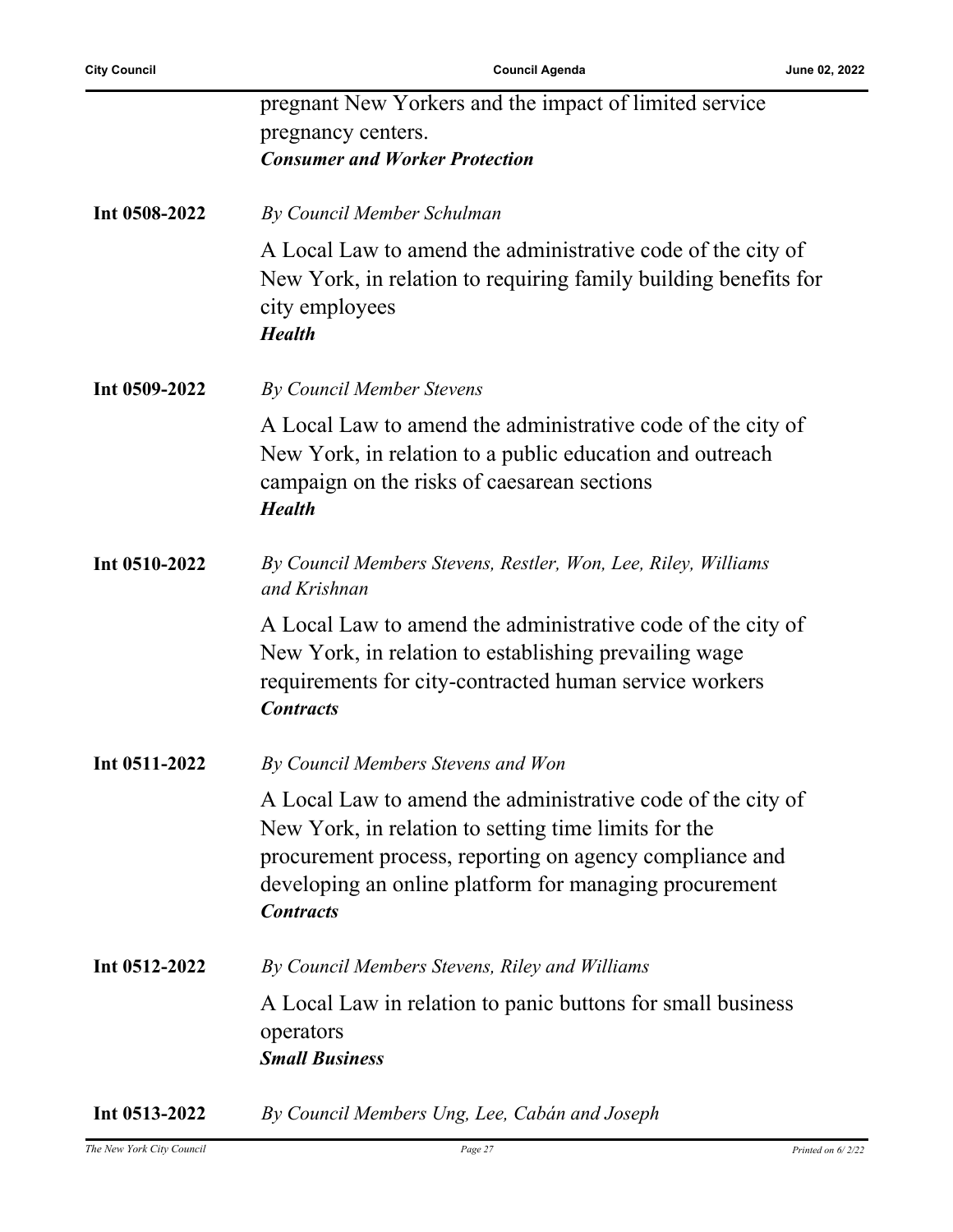pregnant New Yorkers and the impact of limited service pregnancy centers.
***Consumer and Worker Protection***

**Int 0508-2022** *By Council Member Schulman*

A Local Law to amend the administrative code of the city of New York, in relation to requiring family building benefits for city employees
***Health***

**Int 0509-2022** *By Council Member Stevens*

A Local Law to amend the administrative code of the city of New York, in relation to a public education and outreach campaign on the risks of caesarean sections
***Health***

**Int 0510-2022** *By Council Members Stevens, Restler, Won, Lee, Riley, Williams and Krishnan*

A Local Law to amend the administrative code of the city of New York, in relation to establishing prevailing wage requirements for city-contracted human service workers
***Contracts***

**Int 0511-2022** *By Council Members Stevens and Won*

A Local Law to amend the administrative code of the city of New York, in relation to setting time limits for the procurement process, reporting on agency compliance and developing an online platform for managing procurement
***Contracts***

**Int 0512-2022** *By Council Members Stevens, Riley and Williams*

A Local Law in relation to panic buttons for small business operators
***Small Business***

**Int 0513-2022** *By Council Members Ung, Lee, Cabán and Joseph*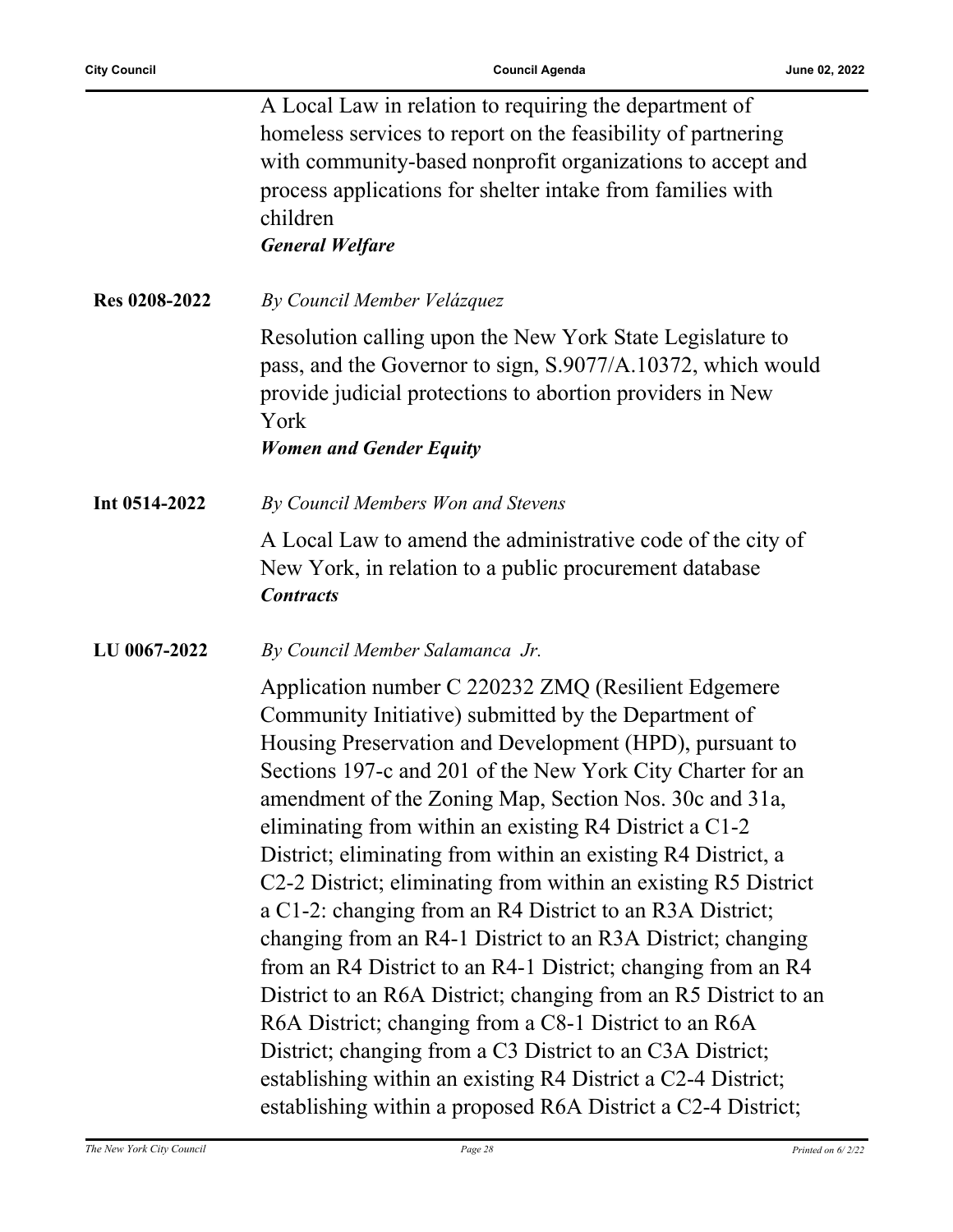A Local Law in relation to requiring the department of homeless services to report on the feasibility of partnering with community-based nonprofit organizations to accept and process applications for shelter intake from families with children
***General Welfare***

**Res 0208-2022** *By Council Member Velázquez*

Resolution calling upon the New York State Legislature to pass, and the Governor to sign, S.9077/A.10372, which would provide judicial protections to abortion providers in New York
***Women and Gender Equity***

**Int 0514-2022** *By Council Members Won and Stevens*

A Local Law to amend the administrative code of the city of New York, in relation to a public procurement database
***Contracts***

**LU 0067-2022** *By Council Member Salamanca Jr.*

Application number C 220232 ZMQ (Resilient Edgemere Community Initiative) submitted by the Department of Housing Preservation and Development (HPD), pursuant to Sections 197-c and 201 of the New York City Charter for an amendment of the Zoning Map, Section Nos. 30c and 31a, eliminating from within an existing R4 District a C1-2 District; eliminating from within an existing R4 District, a C2-2 District; eliminating from within an existing R5 District a C1-2: changing from an R4 District to an R3A District; changing from an R4-1 District to an R3A District; changing from an R4 District to an R4-1 District; changing from an R4 District to an R6A District; changing from an R5 District to an R6A District; changing from a C8-1 District to an R6A District; changing from a C3 District to an C3A District; establishing within an existing R4 District a C2-4 District; establishing within a proposed R6A District a C2-4 District;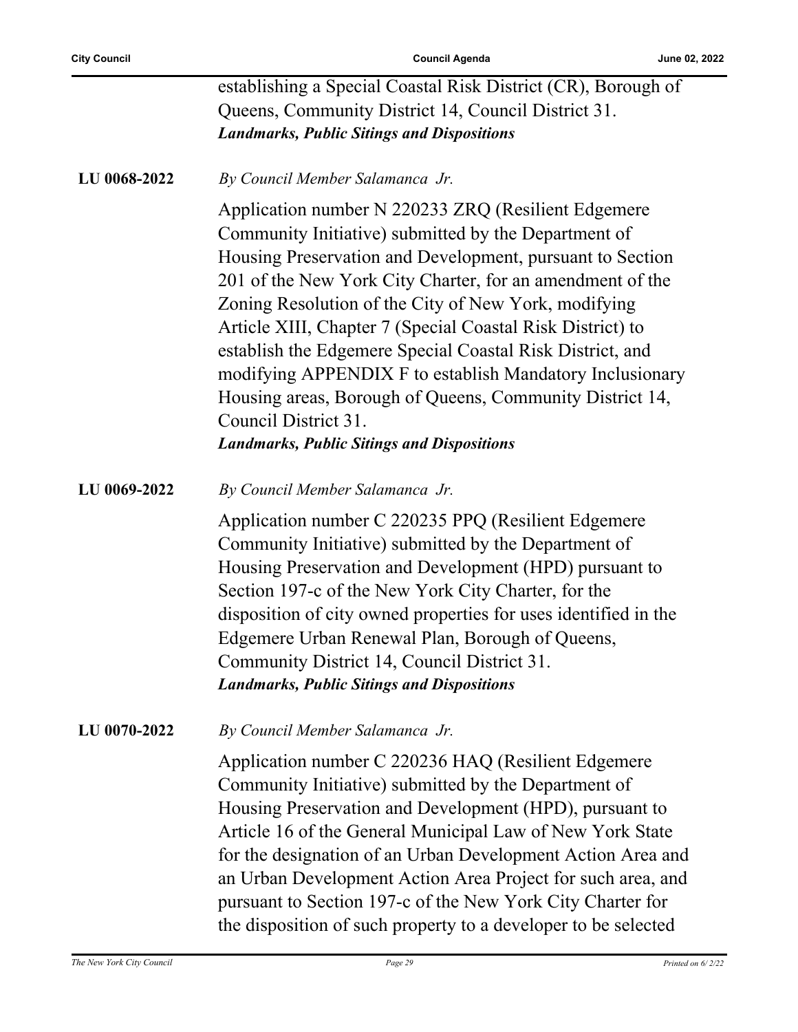establishing a Special Coastal Risk District (CR), Borough of Queens, Community District 14, Council District 31.
***Landmarks, Public Sitings and Dispositions***

**LU 0068-2022** *By Council Member Salamanca Jr.*

Application number N 220233 ZRQ (Resilient Edgemere Community Initiative) submitted by the Department of Housing Preservation and Development, pursuant to Section 201 of the New York City Charter, for an amendment of the Zoning Resolution of the City of New York, modifying Article XIII, Chapter 7 (Special Coastal Risk District) to establish the Edgemere Special Coastal Risk District, and modifying APPENDIX F to establish Mandatory Inclusionary Housing areas, Borough of Queens, Community District 14, Council District 31.
***Landmarks, Public Sitings and Dispositions***

**LU 0069-2022** *By Council Member Salamanca Jr.*

Application number C 220235 PPQ (Resilient Edgemere Community Initiative) submitted by the Department of Housing Preservation and Development (HPD) pursuant to Section 197-c of the New York City Charter, for the disposition of city owned properties for uses identified in the Edgemere Urban Renewal Plan, Borough of Queens, Community District 14, Council District 31.
***Landmarks, Public Sitings and Dispositions***

**LU 0070-2022** *By Council Member Salamanca Jr.*

Application number C 220236 HAQ (Resilient Edgemere Community Initiative) submitted by the Department of Housing Preservation and Development (HPD), pursuant to Article 16 of the General Municipal Law of New York State for the designation of an Urban Development Action Area and an Urban Development Action Area Project for such area, and pursuant to Section 197-c of the New York City Charter for the disposition of such property to a developer to be selected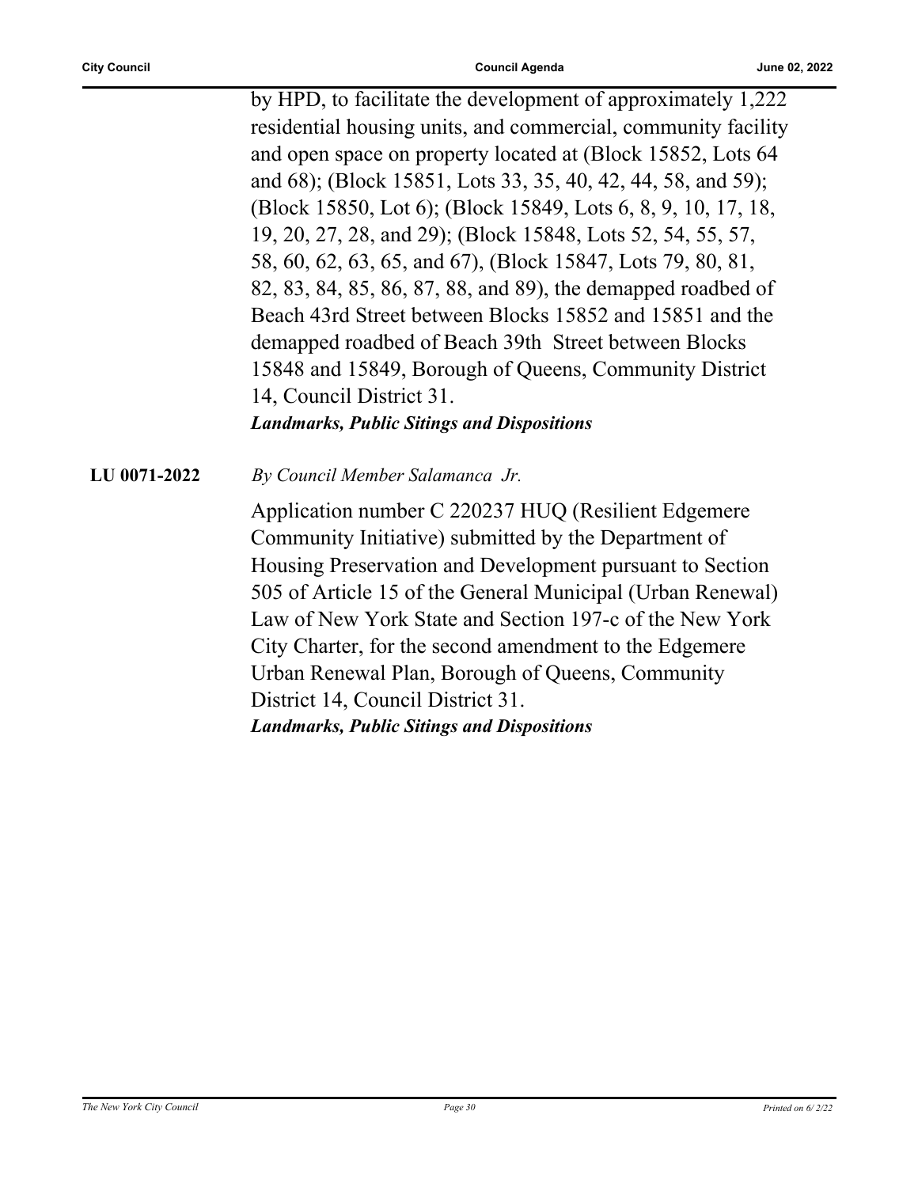by HPD, to facilitate the development of approximately 1,222 residential housing units, and commercial, community facility and open space on property located at (Block 15852, Lots 64 and 68); (Block 15851, Lots 33, 35, 40, 42, 44, 58, and 59); (Block 15850, Lot 6); (Block 15849, Lots 6, 8, 9, 10, 17, 18, 19, 20, 27, 28, and 29); (Block 15848, Lots 52, 54, 55, 57, 58, 60, 62, 63, 65, and 67), (Block 15847, Lots 79, 80, 81, 82, 83, 84, 85, 86, 87, 88, and 89), the demapped roadbed of Beach 43rd Street between Blocks 15852 and 15851 and the demapped roadbed of Beach 39th Street between Blocks 15848 and 15849, Borough of Queens, Community District 14, Council District 31.

***Landmarks, Public Sitings and Dispositions***

**LU 0071-2022** *By Council Member Salamanca Jr.*

Application number C 220237 HUQ (Resilient Edgemere Community Initiative) submitted by the Department of Housing Preservation and Development pursuant to Section 505 of Article 15 of the General Municipal (Urban Renewal) Law of New York State and Section 197-c of the New York City Charter, for the second amendment to the Edgemere Urban Renewal Plan, Borough of Queens, Community District 14, Council District 31.

***Landmarks, Public Sitings and Dispositions***